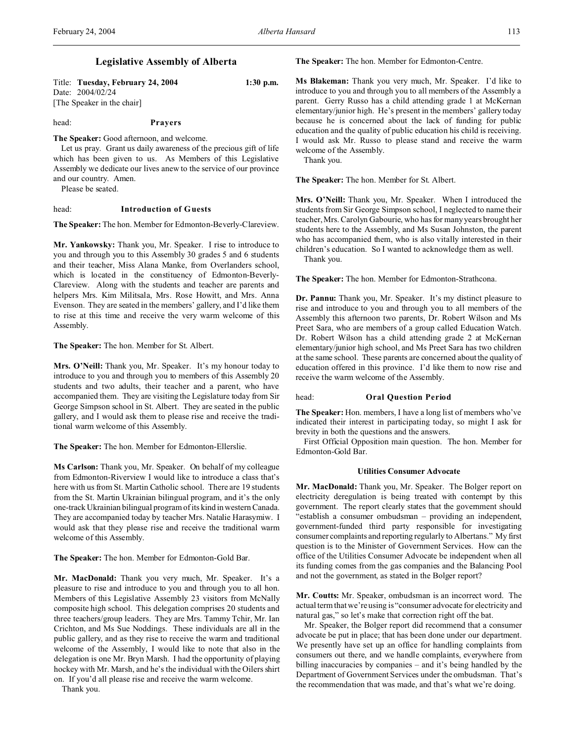# Legislative Assembly of Alberta

Title: **Tuesday, February 24, 2004** **1:30 p.m.**
Date: 2004/02/24
[The Speaker in the chair]

head: **Prayers**

**The Speaker:** Good afternoon, and welcome.

Let us pray. Grant us daily awareness of the precious gift of life which has been given to us. As Members of this Legislative Assembly we dedicate our lives anew to the service of our province and our country. Amen.

Please be seated.

head: **Introduction of Guests**

**The Speaker:** The hon. Member for Edmonton-Beverly-Clareview.

**Mr. Yankowsky:** Thank you, Mr. Speaker. I rise to introduce to you and through you to this Assembly 30 grades 5 and 6 students and their teacher, Miss Alana Manke, from Overlanders school, which is located in the constituency of Edmonton-Beverly-Clareview. Along with the students and teacher are parents and helpers Mrs. Kim Militsala, Mrs. Rose Howitt, and Mrs. Anna Evenson. They are seated in the members' gallery, and I'd like them to rise at this time and receive the very warm welcome of this Assembly.

**The Speaker:** The hon. Member for St. Albert.

**Mrs. O'Neill:** Thank you, Mr. Speaker. It's my honour today to introduce to you and through you to members of this Assembly 20 students and two adults, their teacher and a parent, who have accompanied them. They are visiting the Legislature today from Sir George Simpson school in St. Albert. They are seated in the public gallery, and I would ask them to please rise and receive the traditional warm welcome of this Assembly.

**The Speaker:** The hon. Member for Edmonton-Ellerslie.

**Ms Carlson:** Thank you, Mr. Speaker. On behalf of my colleague from Edmonton-Riverview I would like to introduce a class that's here with us from St. Martin Catholic school. There are 19 students from the St. Martin Ukrainian bilingual program, and it's the only one-track Ukrainian bilingual program of its kind in western Canada. They are accompanied today by teacher Mrs. Natalie Harasymiw. I would ask that they please rise and receive the traditional warm welcome of this Assembly.

**The Speaker:** The hon. Member for Edmonton-Gold Bar.

**Mr. MacDonald:** Thank you very much, Mr. Speaker. It's a pleasure to rise and introduce to you and through you to all hon. Members of this Legislative Assembly 23 visitors from McNally composite high school. This delegation comprises 20 students and three teachers/group leaders. They are Mrs. Tammy Tchir, Mr. Ian Crichton, and Ms Sue Noddings. These individuals are all in the public gallery, and as they rise to receive the warm and traditional welcome of the Assembly, I would like to note that also in the delegation is one Mr. Bryn Marsh. I had the opportunity of playing hockey with Mr. Marsh, and he's the individual with the Oilers shirt on. If you'd all please rise and receive the warm welcome.

Thank you.

**The Speaker:** The hon. Member for Edmonton-Centre.

**Ms Blakeman:** Thank you very much, Mr. Speaker. I'd like to introduce to you and through you to all members of the Assembly a parent. Gerry Russo has a child attending grade 1 at McKernan elementary/junior high. He's present in the members' gallery today because he is concerned about the lack of funding for public education and the quality of public education his child is receiving. I would ask Mr. Russo to please stand and receive the warm welcome of the Assembly.

Thank you.

**The Speaker:** The hon. Member for St. Albert.

**Mrs. O'Neill:** Thank you, Mr. Speaker. When I introduced the students from Sir George Simpson school, I neglected to name their teacher, Mrs. Carolyn Gabourie, who has for many years brought her students here to the Assembly, and Ms Susan Johnston, the parent who has accompanied them, who is also vitally interested in their children's education. So I wanted to acknowledge them as well.

Thank you.

**The Speaker:** The hon. Member for Edmonton-Strathcona.

**Dr. Pannu:** Thank you, Mr. Speaker. It's my distinct pleasure to rise and introduce to you and through you to all members of the Assembly this afternoon two parents, Dr. Robert Wilson and Ms Preet Sara, who are members of a group called Education Watch. Dr. Robert Wilson has a child attending grade 2 at McKernan elementary/junior high school, and Ms Preet Sara has two children at the same school. These parents are concerned about the quality of education offered in this province. I'd like them to now rise and receive the warm welcome of the Assembly.

head: **Oral Question Period**

**The Speaker:** Hon. members, I have a long list of members who've indicated their interest in participating today, so might I ask for brevity in both the questions and the answers.

First Official Opposition main question. The hon. Member for Edmonton-Gold Bar.

### Utilities Consumer Advocate

**Mr. MacDonald:** Thank you, Mr. Speaker. The Bolger report on electricity deregulation is being treated with contempt by this government. The report clearly states that the government should "establish a consumer ombudsman – providing an independent, government-funded third party responsible for investigating consumer complaints and reporting regularly to Albertans." My first question is to the Minister of Government Services. How can the office of the Utilities Consumer Advocate be independent when all its funding comes from the gas companies and the Balancing Pool and not the government, as stated in the Bolger report?

**Mr. Coutts:** Mr. Speaker, ombudsman is an incorrect word. The actual term that we're using is "consumer advocate for electricity and natural gas," so let's make that correction right off the bat.

Mr. Speaker, the Bolger report did recommend that a consumer advocate be put in place; that has been done under our department. We presently have set up an office for handling complaints from consumers out there, and we handle complaints, everywhere from billing inaccuracies by companies – and it's being handled by the Department of Government Services under the ombudsman. That's the recommendation that was made, and that's what we're doing.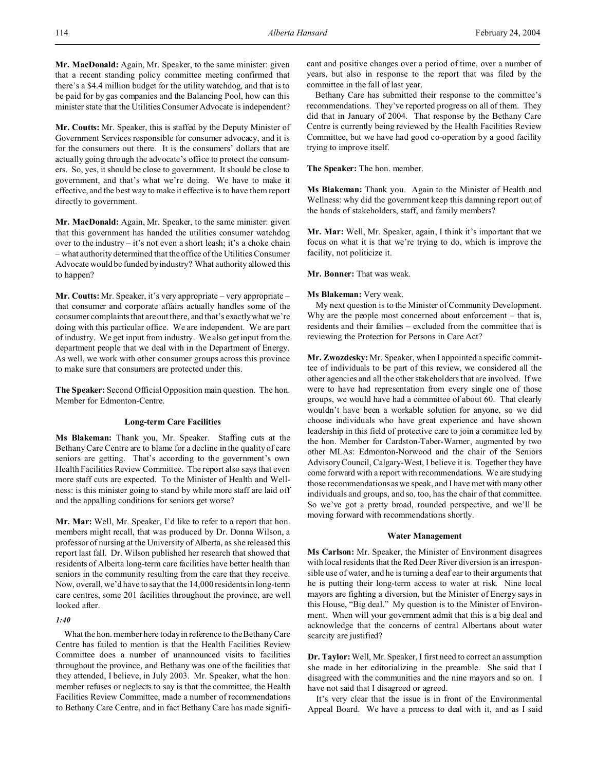**Mr. MacDonald:** Again, Mr. Speaker, to the same minister: given that a recent standing policy committee meeting confirmed that there's a $4.4 million budget for the utility watchdog, and that is to be paid for by gas companies and the Balancing Pool, how can this minister state that the Utilities Consumer Advocate is independent?

**Mr. Coutts:** Mr. Speaker, this is staffed by the Deputy Minister of Government Services responsible for consumer advocacy, and it is for the consumers out there. It is the consumers' dollars that are actually going through the advocate's office to protect the consumers. So, yes, it should be close to government. It should be close to government, and that's what we're doing. We have to make it effective, and the best way to make it effective is to have them report directly to government.

**Mr. MacDonald:** Again, Mr. Speaker, to the same minister: given that this government has handed the utilities consumer watchdog over to the industry – it's not even a short leash; it's a choke chain – what authority determined that the office of the Utilities Consumer Advocate would be funded by industry? What authority allowed this to happen?

**Mr. Coutts:** Mr. Speaker, it's very appropriate – very appropriate – that consumer and corporate affairs actually handles some of the consumer complaints that are out there, and that's exactly what we're doing with this particular office. We are independent. We are part of industry. We get input from industry. We also get input from the department people that we deal with in the Department of Energy. As well, we work with other consumer groups across this province to make sure that consumers are protected under this.

**The Speaker:** Second Official Opposition main question. The hon. Member for Edmonton-Centre.

### Long-term Care Facilities

**Ms Blakeman:** Thank you, Mr. Speaker. Staffing cuts at the Bethany Care Centre are to blame for a decline in the quality of care seniors are getting. That's according to the government's own Health Facilities Review Committee. The report also says that even more staff cuts are expected. To the Minister of Health and Wellness: is this minister going to stand by while more staff are laid off and the appalling conditions for seniors get worse?

**Mr. Mar:** Well, Mr. Speaker, I'd like to refer to a report that hon. members might recall, that was produced by Dr. Donna Wilson, a professor of nursing at the University of Alberta, as she released this report last fall. Dr. Wilson published her research that showed that residents of Alberta long-term care facilities have better health than seniors in the community resulting from the care that they receive. Now, overall, we'd have to say that the 14,000 residents in long-term care centres, some 201 facilities throughout the province, are well looked after.

*1:40*

What the hon. member here today in reference to the Bethany Care Centre has failed to mention is that the Health Facilities Review Committee does a number of unannounced visits to facilities throughout the province, and Bethany was one of the facilities that they attended, I believe, in July 2003. Mr. Speaker, what the hon. member refuses or neglects to say is that the committee, the Health Facilities Review Committee, made a number of recommendations to Bethany Care Centre, and in fact Bethany Care has made significant and positive changes over a period of time, over a number of years, but also in response to the report that was filed by the committee in the fall of last year.

Bethany Care has submitted their response to the committee's recommendations. They've reported progress on all of them. They did that in January of 2004. That response by the Bethany Care Centre is currently being reviewed by the Health Facilities Review Committee, but we have had good co-operation by a good facility trying to improve itself.

**The Speaker:** The hon. member.

**Ms Blakeman:** Thank you. Again to the Minister of Health and Wellness: why did the government keep this damning report out of the hands of stakeholders, staff, and family members?

**Mr. Mar:** Well, Mr. Speaker, again, I think it's important that we focus on what it is that we're trying to do, which is improve the facility, not politicize it.

**Mr. Bonner:** That was weak.

**Ms Blakeman:** Very weak.

My next question is to the Minister of Community Development. Why are the people most concerned about enforcement – that is, residents and their families – excluded from the committee that is reviewing the Protection for Persons in Care Act?

**Mr. Zwozdesky:** Mr. Speaker, when I appointed a specific committee of individuals to be part of this review, we considered all the other agencies and all the other stakeholders that are involved. If we were to have had representation from every single one of those groups, we would have had a committee of about 60. That clearly wouldn't have been a workable solution for anyone, so we did choose individuals who have great experience and have shown leadership in this field of protective care to join a committee led by the hon. Member for Cardston-Taber-Warner, augmented by two other MLAs: Edmonton-Norwood and the chair of the Seniors Advisory Council, Calgary-West, I believe it is. Together they have come forward with a report with recommendations. We are studying those recommendations as we speak, and I have met with many other individuals and groups, and so, too, has the chair of that committee. So we've got a pretty broad, rounded perspective, and we'll be moving forward with recommendations shortly.

### Water Management

**Ms Carlson:** Mr. Speaker, the Minister of Environment disagrees with local residents that the Red Deer River diversion is an irresponsible use of water, and he is turning a deaf ear to their arguments that he is putting their long-term access to water at risk. Nine local mayors are fighting a diversion, but the Minister of Energy says in this House, "Big deal." My question is to the Minister of Environment. When will your government admit that this is a big deal and acknowledge that the concerns of central Albertans about water scarcity are justified?

**Dr. Taylor:** Well, Mr. Speaker, I first need to correct an assumption she made in her editorializing in the preamble. She said that I disagreed with the communities and the nine mayors and so on. I have not said that I disagreed or agreed.

It's very clear that the issue is in front of the Environmental Appeal Board. We have a process to deal with it, and as I said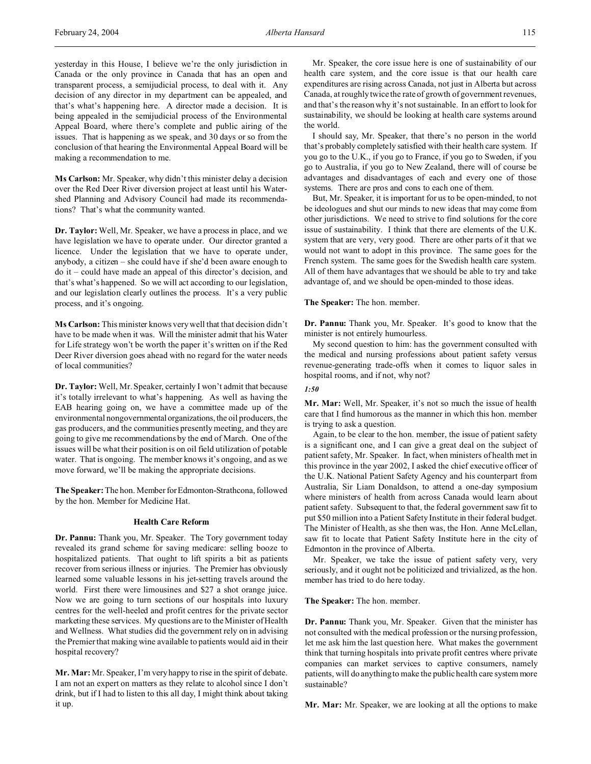yesterday in this House, I believe we're the only jurisdiction in Canada or the only province in Canada that has an open and transparent process, a semijudicial process, to deal with it. Any decision of any director in my department can be appealed, and that's what's happening here. A director made a decision. It is being appealed in the semijudicial process of the Environmental Appeal Board, where there's complete and public airing of the issues. That is happening as we speak, and 30 days or so from the conclusion of that hearing the Environmental Appeal Board will be making a recommendation to me.

**Ms Carlson:** Mr. Speaker, why didn't this minister delay a decision over the Red Deer River diversion project at least until his Watershed Planning and Advisory Council had made its recommendations? That's what the community wanted.

**Dr. Taylor:** Well, Mr. Speaker, we have a process in place, and we have legislation we have to operate under. Our director granted a licence. Under the legislation that we have to operate under, anybody, a citizen – she could have if she'd been aware enough to do it – could have made an appeal of this director's decision, and that's what's happened. So we will act according to our legislation, and our legislation clearly outlines the process. It's a very public process, and it's ongoing.

**Ms Carlson:** This minister knows very well that that decision didn't have to be made when it was. Will the minister admit that his Water for Life strategy won't be worth the paper it's written on if the Red Deer River diversion goes ahead with no regard for the water needs of local communities?

**Dr. Taylor:** Well, Mr. Speaker, certainly I won't admit that because it's totally irrelevant to what's happening. As well as having the EAB hearing going on, we have a committee made up of the environmental nongovernmental organizations, the oil producers, the gas producers, and the communities presently meeting, and they are going to give me recommendations by the end of March. One of the issues will be what their position is on oil field utilization of potable water. That is ongoing. The member knows it's ongoing, and as we move forward, we'll be making the appropriate decisions.

**The Speaker:** The hon. Member for Edmonton-Strathcona, followed by the hon. Member for Medicine Hat.

### Health Care Reform

**Dr. Pannu:** Thank you, Mr. Speaker. The Tory government today revealed its grand scheme for saving medicare: selling booze to hospitalized patients. That ought to lift spirits a bit as patients recover from serious illness or injuries. The Premier has obviously learned some valuable lessons in his jet-setting travels around the world. First there were limousines and $27 a shot orange juice. Now we are going to turn sections of our hospitals into luxury centres for the well-heeled and profit centres for the private sector marketing these services. My questions are to the Minister of Health and Wellness. What studies did the government rely on in advising the Premier that making wine available to patients would aid in their hospital recovery?

**Mr. Mar:** Mr. Speaker, I'm very happy to rise in the spirit of debate. I am not an expert on matters as they relate to alcohol since I don't drink, but if I had to listen to this all day, I might think about taking it up.

Mr. Speaker, the core issue here is one of sustainability of our health care system, and the core issue is that our health care expenditures are rising across Canada, not just in Alberta but across Canada, at roughly twice the rate of growth of government revenues, and that's the reason why it's not sustainable. In an effort to look for sustainability, we should be looking at health care systems around the world.

I should say, Mr. Speaker, that there's no person in the world that's probably completely satisfied with their health care system. If you go to the U.K., if you go to France, if you go to Sweden, if you go to Australia, if you go to New Zealand, there will of course be advantages and disadvantages of each and every one of those systems. There are pros and cons to each one of them.

But, Mr. Speaker, it is important for us to be open-minded, to not be ideologues and shut our minds to new ideas that may come from other jurisdictions. We need to strive to find solutions for the core issue of sustainability. I think that there are elements of the U.K. system that are very, very good. There are other parts of it that we would not want to adopt in this province. The same goes for the French system. The same goes for the Swedish health care system. All of them have advantages that we should be able to try and take advantage of, and we should be open-minded to those ideas.

**The Speaker:** The hon. member.

**Dr. Pannu:** Thank you, Mr. Speaker. It's good to know that the minister is not entirely humourless.

My second question to him: has the government consulted with the medical and nursing professions about patient safety versus revenue-generating trade-offs when it comes to liquor sales in hospital rooms, and if not, why not?

*1:50*

**Mr. Mar:** Well, Mr. Speaker, it's not so much the issue of health care that I find humorous as the manner in which this hon. member is trying to ask a question.

Again, to be clear to the hon. member, the issue of patient safety is a significant one, and I can give a great deal on the subject of patient safety, Mr. Speaker. In fact, when ministers of health met in this province in the year 2002, I asked the chief executive officer of the U.K. National Patient Safety Agency and his counterpart from Australia, Sir Liam Donaldson, to attend a one-day symposium where ministers of health from across Canada would learn about patient safety. Subsequent to that, the federal government saw fit to put $50 million into a Patient Safety Institute in their federal budget. The Minister of Health, as she then was, the Hon. Anne McLellan, saw fit to locate that Patient Safety Institute here in the city of Edmonton in the province of Alberta.

Mr. Speaker, we take the issue of patient safety very, very seriously, and it ought not be politicized and trivialized, as the hon. member has tried to do here today.

**The Speaker:** The hon. member.

**Dr. Pannu:** Thank you, Mr. Speaker. Given that the minister has not consulted with the medical profession or the nursing profession, let me ask him the last question here. What makes the government think that turning hospitals into private profit centres where private companies can market services to captive consumers, namely patients, will do anything to make the public health care system more sustainable?

**Mr. Mar:** Mr. Speaker, we are looking at all the options to make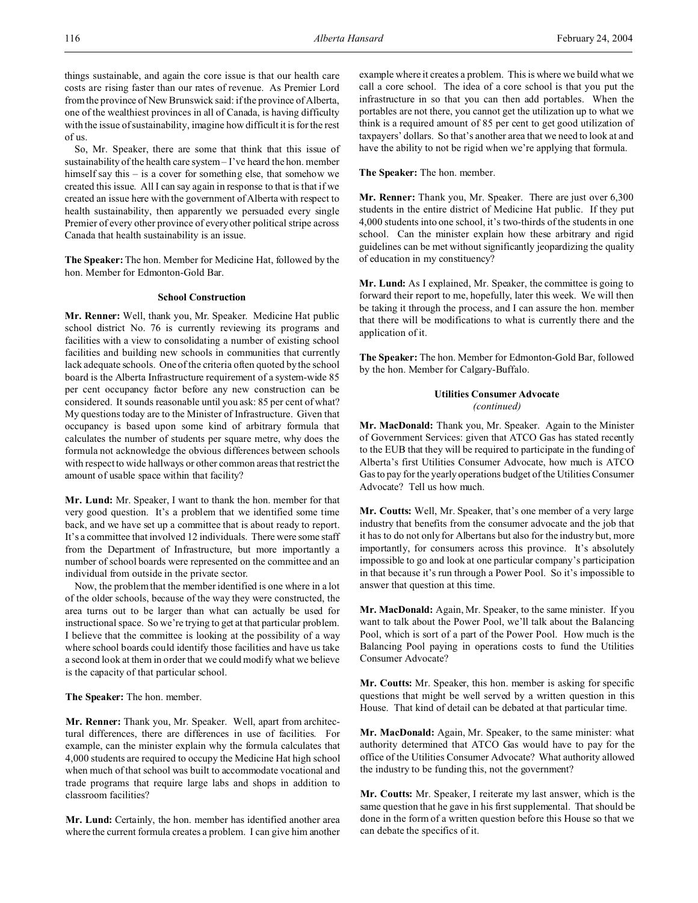things sustainable, and again the core issue is that our health care costs are rising faster than our rates of revenue. As Premier Lord from the province of New Brunswick said: if the province of Alberta, one of the wealthiest provinces in all of Canada, is having difficulty with the issue of sustainability, imagine how difficult it is for the rest of us.

So, Mr. Speaker, there are some that think that this issue of sustainability of the health care system – I've heard the hon. member himself say this – is a cover for something else, that somehow we created this issue. All I can say again in response to that is that if we created an issue here with the government of Alberta with respect to health sustainability, then apparently we persuaded every single Premier of every other province of every other political stripe across Canada that health sustainability is an issue.

**The Speaker:** The hon. Member for Medicine Hat, followed by the hon. Member for Edmonton-Gold Bar.

### School Construction

**Mr. Renner:** Well, thank you, Mr. Speaker. Medicine Hat public school district No. 76 is currently reviewing its programs and facilities with a view to consolidating a number of existing school facilities and building new schools in communities that currently lack adequate schools. One of the criteria often quoted by the school board is the Alberta Infrastructure requirement of a system-wide 85 per cent occupancy factor before any new construction can be considered. It sounds reasonable until you ask: 85 per cent of what? My questions today are to the Minister of Infrastructure. Given that occupancy is based upon some kind of arbitrary formula that calculates the number of students per square metre, why does the formula not acknowledge the obvious differences between schools with respect to wide hallways or other common areas that restrict the amount of usable space within that facility?

**Mr. Lund:** Mr. Speaker, I want to thank the hon. member for that very good question. It's a problem that we identified some time back, and we have set up a committee that is about ready to report. It's a committee that involved 12 individuals. There were some staff from the Department of Infrastructure, but more importantly a number of school boards were represented on the committee and an individual from outside in the private sector.

Now, the problem that the member identified is one where in a lot of the older schools, because of the way they were constructed, the area turns out to be larger than what can actually be used for instructional space. So we're trying to get at that particular problem. I believe that the committee is looking at the possibility of a way where school boards could identify those facilities and have us take a second look at them in order that we could modify what we believe is the capacity of that particular school.

**The Speaker:** The hon. member.

**Mr. Renner:** Thank you, Mr. Speaker. Well, apart from architectural differences, there are differences in use of facilities. For example, can the minister explain why the formula calculates that 4,000 students are required to occupy the Medicine Hat high school when much of that school was built to accommodate vocational and trade programs that require large labs and shops in addition to classroom facilities?

**Mr. Lund:** Certainly, the hon. member has identified another area where the current formula creates a problem. I can give him another example where it creates a problem. This is where we build what we call a core school. The idea of a core school is that you put the infrastructure in so that you can then add portables. When the portables are not there, you cannot get the utilization up to what we think is a required amount of 85 per cent to get good utilization of taxpayers' dollars. So that's another area that we need to look at and have the ability to not be rigid when we're applying that formula.

**The Speaker:** The hon. member.

**Mr. Renner:** Thank you, Mr. Speaker. There are just over 6,300 students in the entire district of Medicine Hat public. If they put 4,000 students into one school, it's two-thirds of the students in one school. Can the minister explain how these arbitrary and rigid guidelines can be met without significantly jeopardizing the quality of education in my constituency?

**Mr. Lund:** As I explained, Mr. Speaker, the committee is going to forward their report to me, hopefully, later this week. We will then be taking it through the process, and I can assure the hon. member that there will be modifications to what is currently there and the application of it.

**The Speaker:** The hon. Member for Edmonton-Gold Bar, followed by the hon. Member for Calgary-Buffalo.

### Utilities Consumer Advocate
*(continued)*

**Mr. MacDonald:** Thank you, Mr. Speaker. Again to the Minister of Government Services: given that ATCO Gas has stated recently to the EUB that they will be required to participate in the funding of Alberta's first Utilities Consumer Advocate, how much is ATCO Gas to pay for the yearly operations budget of the Utilities Consumer Advocate? Tell us how much.

**Mr. Coutts:** Well, Mr. Speaker, that's one member of a very large industry that benefits from the consumer advocate and the job that it has to do not only for Albertans but also for the industry but, more importantly, for consumers across this province. It's absolutely impossible to go and look at one particular company's participation in that because it's run through a Power Pool. So it's impossible to answer that question at this time.

**Mr. MacDonald:** Again, Mr. Speaker, to the same minister. If you want to talk about the Power Pool, we'll talk about the Balancing Pool, which is sort of a part of the Power Pool. How much is the Balancing Pool paying in operations costs to fund the Utilities Consumer Advocate?

**Mr. Coutts:** Mr. Speaker, this hon. member is asking for specific questions that might be well served by a written question in this House. That kind of detail can be debated at that particular time.

**Mr. MacDonald:** Again, Mr. Speaker, to the same minister: what authority determined that ATCO Gas would have to pay for the office of the Utilities Consumer Advocate? What authority allowed the industry to be funding this, not the government?

**Mr. Coutts:** Mr. Speaker, I reiterate my last answer, which is the same question that he gave in his first supplemental. That should be done in the form of a written question before this House so that we can debate the specifics of it.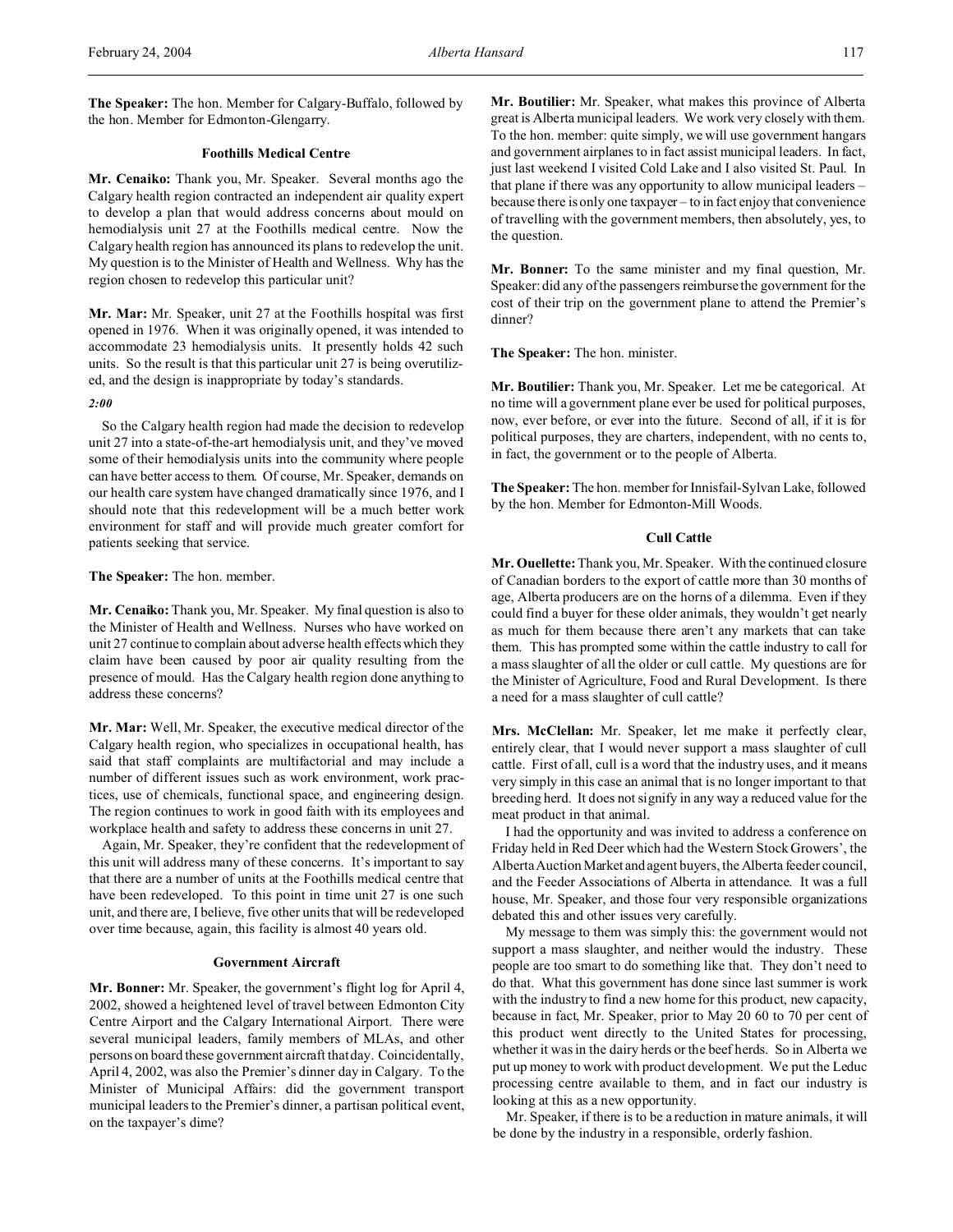**The Speaker:** The hon. Member for Calgary-Buffalo, followed by the hon. Member for Edmonton-Glengarry.

### Foothills Medical Centre

**Mr. Cenaiko:** Thank you, Mr. Speaker. Several months ago the Calgary health region contracted an independent air quality expert to develop a plan that would address concerns about mould on hemodialysis unit 27 at the Foothills medical centre. Now the Calgary health region has announced its plans to redevelop the unit. My question is to the Minister of Health and Wellness. Why has the region chosen to redevelop this particular unit?

**Mr. Mar:** Mr. Speaker, unit 27 at the Foothills hospital was first opened in 1976. When it was originally opened, it was intended to accommodate 23 hemodialysis units. It presently holds 42 such units. So the result is that this particular unit 27 is being overutilized, and the design is inappropriate by today's standards.

*2:00*

So the Calgary health region had made the decision to redevelop unit 27 into a state-of-the-art hemodialysis unit, and they've moved some of their hemodialysis units into the community where people can have better access to them. Of course, Mr. Speaker, demands on our health care system have changed dramatically since 1976, and I should note that this redevelopment will be a much better work environment for staff and will provide much greater comfort for patients seeking that service.

**The Speaker:** The hon. member.

**Mr. Cenaiko:** Thank you, Mr. Speaker. My final question is also to the Minister of Health and Wellness. Nurses who have worked on unit 27 continue to complain about adverse health effects which they claim have been caused by poor air quality resulting from the presence of mould. Has the Calgary health region done anything to address these concerns?

**Mr. Mar:** Well, Mr. Speaker, the executive medical director of the Calgary health region, who specializes in occupational health, has said that staff complaints are multifactorial and may include a number of different issues such as work environment, work practices, use of chemicals, functional space, and engineering design. The region continues to work in good faith with its employees and workplace health and safety to address these concerns in unit 27.

Again, Mr. Speaker, they're confident that the redevelopment of this unit will address many of these concerns. It's important to say that there are a number of units at the Foothills medical centre that have been redeveloped. To this point in time unit 27 is one such unit, and there are, I believe, five other units that will be redeveloped over time because, again, this facility is almost 40 years old.

### Government Aircraft

**Mr. Bonner:** Mr. Speaker, the government's flight log for April 4, 2002, showed a heightened level of travel between Edmonton City Centre Airport and the Calgary International Airport. There were several municipal leaders, family members of MLAs, and other persons on board these government aircraft that day. Coincidentally, April 4, 2002, was also the Premier's dinner day in Calgary. To the Minister of Municipal Affairs: did the government transport municipal leaders to the Premier's dinner, a partisan political event, on the taxpayer's dime?

**Mr. Boutilier:** Mr. Speaker, what makes this province of Alberta great is Alberta municipal leaders. We work very closely with them. To the hon. member: quite simply, we will use government hangars and government airplanes to in fact assist municipal leaders. In fact, just last weekend I visited Cold Lake and I also visited St. Paul. In that plane if there was any opportunity to allow municipal leaders – because there is only one taxpayer – to in fact enjoy that convenience of travelling with the government members, then absolutely, yes, to the question.

**Mr. Bonner:** To the same minister and my final question, Mr. Speaker: did any of the passengers reimburse the government for the cost of their trip on the government plane to attend the Premier's dinner?

**The Speaker:** The hon. minister.

**Mr. Boutilier:** Thank you, Mr. Speaker. Let me be categorical. At no time will a government plane ever be used for political purposes, now, ever before, or ever into the future. Second of all, if it is for political purposes, they are charters, independent, with no cents to, in fact, the government or to the people of Alberta.

**The Speaker:** The hon. member for Innisfail-Sylvan Lake, followed by the hon. Member for Edmonton-Mill Woods.

### Cull Cattle

**Mr. Ouellette:** Thank you, Mr. Speaker. With the continued closure of Canadian borders to the export of cattle more than 30 months of age, Alberta producers are on the horns of a dilemma. Even if they could find a buyer for these older animals, they wouldn't get nearly as much for them because there aren't any markets that can take them. This has prompted some within the cattle industry to call for a mass slaughter of all the older or cull cattle. My questions are for the Minister of Agriculture, Food and Rural Development. Is there a need for a mass slaughter of cull cattle?

**Mrs. McClellan:** Mr. Speaker, let me make it perfectly clear, entirely clear, that I would never support a mass slaughter of cull cattle. First of all, cull is a word that the industry uses, and it means very simply in this case an animal that is no longer important to that breeding herd. It does not signify in any way a reduced value for the meat product in that animal.

I had the opportunity and was invited to address a conference on Friday held in Red Deer which had the Western Stock Growers', the Alberta Auction Market and agent buyers, the Alberta feeder council, and the Feeder Associations of Alberta in attendance. It was a full house, Mr. Speaker, and those four very responsible organizations debated this and other issues very carefully.

My message to them was simply this: the government would not support a mass slaughter, and neither would the industry. These people are too smart to do something like that. They don't need to do that. What this government has done since last summer is work with the industry to find a new home for this product, new capacity, because in fact, Mr. Speaker, prior to May 20 60 to 70 per cent of this product went directly to the United States for processing, whether it was in the dairy herds or the beef herds. So in Alberta we put up money to work with product development. We put the Leduc processing centre available to them, and in fact our industry is looking at this as a new opportunity.

Mr. Speaker, if there is to be a reduction in mature animals, it will be done by the industry in a responsible, orderly fashion.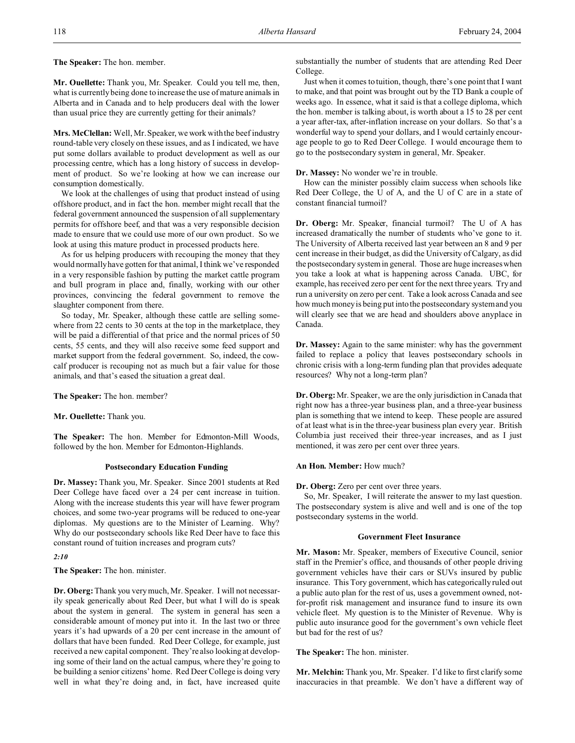**The Speaker:** The hon. member.

**Mr. Ouellette:** Thank you, Mr. Speaker. Could you tell me, then, what is currently being done to increase the use of mature animals in Alberta and in Canada and to help producers deal with the lower than usual price they are currently getting for their animals?

**Mrs. McClellan:** Well, Mr. Speaker, we work with the beef industry round-table very closely on these issues, and as I indicated, we have put some dollars available to product development as well as our processing centre, which has a long history of success in development of product. So we're looking at how we can increase our consumption domestically.

We look at the challenges of using that product instead of using offshore product, and in fact the hon. member might recall that the federal government announced the suspension of all supplementary permits for offshore beef, and that was a very responsible decision made to ensure that we could use more of our own product. So we look at using this mature product in processed products here.

As for us helping producers with recouping the money that they would normally have gotten for that animal, I think we've responded in a very responsible fashion by putting the market cattle program and bull program in place and, finally, working with our other provinces, convincing the federal government to remove the slaughter component from there.

So today, Mr. Speaker, although these cattle are selling somewhere from 22 cents to 30 cents at the top in the marketplace, they will be paid a differential of that price and the normal prices of 50 cents, 55 cents, and they will also receive some feed support and market support from the federal government. So, indeed, the cow-calf producer is recouping not as much but a fair value for those animals, and that's eased the situation a great deal.

**The Speaker:** The hon. member?

**Mr. Ouellette:** Thank you.

**The Speaker:** The hon. Member for Edmonton-Mill Woods, followed by the hon. Member for Edmonton-Highlands.

### Postsecondary Education Funding

**Dr. Massey:** Thank you, Mr. Speaker. Since 2001 students at Red Deer College have faced over a 24 per cent increase in tuition. Along with the increase students this year will have fewer program choices, and some two-year programs will be reduced to one-year diplomas. My questions are to the Minister of Learning. Why? Why do our postsecondary schools like Red Deer have to face this constant round of tuition increases and program cuts?

*2:10*

**The Speaker:** The hon. minister.

**Dr. Oberg:** Thank you very much, Mr. Speaker. I will not necessarily speak generically about Red Deer, but what I will do is speak about the system in general. The system in general has seen a considerable amount of money put into it. In the last two or three years it's had upwards of a 20 per cent increase in the amount of dollars that have been funded. Red Deer College, for example, just received a new capital component. They're also looking at developing some of their land on the actual campus, where they're going to be building a senior citizens' home. Red Deer College is doing very well in what they're doing and, in fact, have increased quite substantially the number of students that are attending Red Deer College.

Just when it comes to tuition, though, there's one point that I want to make, and that point was brought out by the TD Bank a couple of weeks ago. In essence, what it said is that a college diploma, which the hon. member is talking about, is worth about a 15 to 28 per cent a year after-tax, after-inflation increase on your dollars. So that's a wonderful way to spend your dollars, and I would certainly encourage people to go to Red Deer College. I would encourage them to go to the postsecondary system in general, Mr. Speaker.

**Dr. Massey:** No wonder we're in trouble.

How can the minister possibly claim success when schools like Red Deer College, the U of A, and the U of C are in a state of constant financial turmoil?

**Dr. Oberg:** Mr. Speaker, financial turmoil? The U of A has increased dramatically the number of students who've gone to it. The University of Alberta received last year between an 8 and 9 per cent increase in their budget, as did the University of Calgary, as did the postsecondary system in general. Those are huge increases when you take a look at what is happening across Canada. UBC, for example, has received zero per cent for the next three years. Try and run a university on zero per cent. Take a look across Canada and see how much money is being put into the postsecondary system and you will clearly see that we are head and shoulders above anyplace in Canada.

**Dr. Massey:** Again to the same minister: why has the government failed to replace a policy that leaves postsecondary schools in chronic crisis with a long-term funding plan that provides adequate resources? Why not a long-term plan?

**Dr. Oberg:** Mr. Speaker, we are the only jurisdiction in Canada that right now has a three-year business plan, and a three-year business plan is something that we intend to keep. These people are assured of at least what is in the three-year business plan every year. British Columbia just received their three-year increases, and as I just mentioned, it was zero per cent over three years.

**An Hon. Member:** How much?

**Dr. Oberg:** Zero per cent over three years.

So, Mr. Speaker, I will reiterate the answer to my last question. The postsecondary system is alive and well and is one of the top postsecondary systems in the world.

### Government Fleet Insurance

**Mr. Mason:** Mr. Speaker, members of Executive Council, senior staff in the Premier's office, and thousands of other people driving government vehicles have their cars or SUVs insured by public insurance. This Tory government, which has categorically ruled out a public auto plan for the rest of us, uses a government owned, not-for-profit risk management and insurance fund to insure its own vehicle fleet. My question is to the Minister of Revenue. Why is public auto insurance good for the government's own vehicle fleet but bad for the rest of us?

**The Speaker:** The hon. minister.

**Mr. Melchin:** Thank you, Mr. Speaker. I'd like to first clarify some inaccuracies in that preamble. We don't have a different way of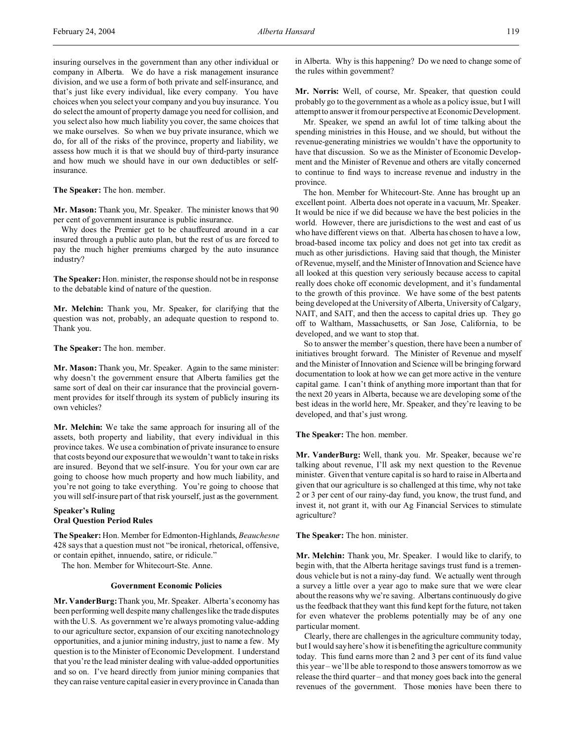insuring ourselves in the government than any other individual or company in Alberta. We do have a risk management insurance division, and we use a form of both private and self-insurance, and that's just like every individual, like every company. You have choices when you select your company and you buy insurance. You do select the amount of property damage you need for collision, and you select also how much liability you cover, the same choices that we make ourselves. So when we buy private insurance, which we do, for all of the risks of the province, property and liability, we assess how much it is that we should buy of third-party insurance and how much we should have in our own deductibles or self-insurance.

**The Speaker:** The hon. member.

**Mr. Mason:** Thank you, Mr. Speaker. The minister knows that 90 per cent of government insurance is public insurance.

Why does the Premier get to be chauffeured around in a car insured through a public auto plan, but the rest of us are forced to pay the much higher premiums charged by the auto insurance industry?

**The Speaker:** Hon. minister, the response should not be in response to the debatable kind of nature of the question.

**Mr. Melchin:** Thank you, Mr. Speaker, for clarifying that the question was not, probably, an adequate question to respond to. Thank you.

**The Speaker:** The hon. member.

**Mr. Mason:** Thank you, Mr. Speaker. Again to the same minister: why doesn't the government ensure that Alberta families get the same sort of deal on their car insurance that the provincial government provides for itself through its system of publicly insuring its own vehicles?

**Mr. Melchin:** We take the same approach for insuring all of the assets, both property and liability, that every individual in this province takes. We use a combination of private insurance to ensure that costs beyond our exposure that we wouldn't want to take in risks are insured. Beyond that we self-insure. You for your own car are going to choose how much property and how much liability, and you're not going to take everything. You're going to choose that you will self-insure part of that risk yourself, just as the government.

### Speaker's Ruling
### Oral Question Period Rules

**The Speaker:** Hon. Member for Edmonton-Highlands, *Beauchesne* 428 says that a question must not "be ironical, rhetorical, offensive, or contain epithet, innuendo, satire, or ridicule."

The hon. Member for Whitecourt-Ste. Anne.

### Government Economic Policies

**Mr. VanderBurg:** Thank you, Mr. Speaker. Alberta's economy has been performing well despite many challenges like the trade disputes with the U.S. As government we're always promoting value-adding to our agriculture sector, expansion of our exciting nanotechnology opportunities, and a junior mining industry, just to name a few. My question is to the Minister of Economic Development. I understand that you're the lead minister dealing with value-added opportunities and so on. I've heard directly from junior mining companies that they can raise venture capital easier in every province in Canada than in Alberta. Why is this happening? Do we need to change some of the rules within government?

**Mr. Norris:** Well, of course, Mr. Speaker, that question could probably go to the government as a whole as a policy issue, but I will attempt to answer it from our perspective at Economic Development.

Mr. Speaker, we spend an awful lot of time talking about the spending ministries in this House, and we should, but without the revenue-generating ministries we wouldn't have the opportunity to have that discussion. So we as the Minister of Economic Development and the Minister of Revenue and others are vitally concerned to continue to find ways to increase revenue and industry in the province.

The hon. Member for Whitecourt-Ste. Anne has brought up an excellent point. Alberta does not operate in a vacuum, Mr. Speaker. It would be nice if we did because we have the best policies in the world. However, there are jurisdictions to the west and east of us who have different views on that. Alberta has chosen to have a low, broad-based income tax policy and does not get into tax credit as much as other jurisdictions. Having said that though, the Minister of Revenue, myself, and the Minister of Innovation and Science have all looked at this question very seriously because access to capital really does choke off economic development, and it's fundamental to the growth of this province. We have some of the best patents being developed at the University of Alberta, University of Calgary, NAIT, and SAIT, and then the access to capital dries up. They go off to Waltham, Massachusetts, or San Jose, California, to be developed, and we want to stop that.

So to answer the member's question, there have been a number of initiatives brought forward. The Minister of Revenue and myself and the Minister of Innovation and Science will be bringing forward documentation to look at how we can get more active in the venture capital game. I can't think of anything more important than that for the next 20 years in Alberta, because we are developing some of the best ideas in the world here, Mr. Speaker, and they're leaving to be developed, and that's just wrong.

**The Speaker:** The hon. member.

**Mr. VanderBurg:** Well, thank you. Mr. Speaker, because we're talking about revenue, I'll ask my next question to the Revenue minister. Given that venture capital is so hard to raise in Alberta and given that our agriculture is so challenged at this time, why not take 2 or 3 per cent of our rainy-day fund, you know, the trust fund, and invest it, not grant it, with our Ag Financial Services to stimulate agriculture?

**The Speaker:** The hon. minister.

**Mr. Melchin:** Thank you, Mr. Speaker. I would like to clarify, to begin with, that the Alberta heritage savings trust fund is a tremendous vehicle but is not a rainy-day fund. We actually went through a survey a little over a year ago to make sure that we were clear about the reasons why we're saving. Albertans continuously do give us the feedback that they want this fund kept for the future, not taken for even whatever the problems potentially may be of any one particular moment.

Clearly, there are challenges in the agriculture community today, but I would say here's how it is benefiting the agriculture community today. This fund earns more than 2 and 3 per cent of its fund value this year – we'll be able to respond to those answers tomorrow as we release the third quarter – and that money goes back into the general revenues of the government. Those monies have been there to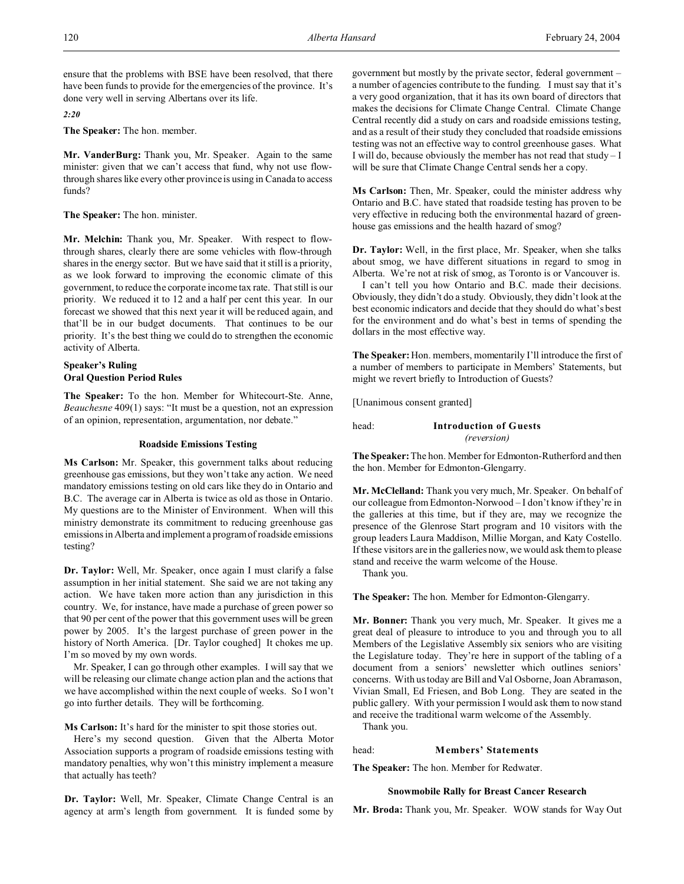ensure that the problems with BSE have been resolved, that there have been funds to provide for the emergencies of the province. It's done very well in serving Albertans over its life.

*2:20*

**The Speaker:** The hon. member.

**Mr. VanderBurg:** Thank you, Mr. Speaker. Again to the same minister: given that we can't access that fund, why not use flow-through shares like every other province is using in Canada to access funds?

**The Speaker:** The hon. minister.

**Mr. Melchin:** Thank you, Mr. Speaker. With respect to flow-through shares, clearly there are some vehicles with flow-through shares in the energy sector. But we have said that it still is a priority, as we look forward to improving the economic climate of this government, to reduce the corporate income tax rate. That still is our priority. We reduced it to 12 and a half per cent this year. In our forecast we showed that this next year it will be reduced again, and that'll be in our budget documents. That continues to be our priority. It's the best thing we could do to strengthen the economic activity of Alberta.

### Speaker's Ruling
### Oral Question Period Rules

**The Speaker:** To the hon. Member for Whitecourt-Ste. Anne, *Beauchesne* 409(1) says: "It must be a question, not an expression of an opinion, representation, argumentation, nor debate."

### Roadside Emissions Testing

**Ms Carlson:** Mr. Speaker, this government talks about reducing greenhouse gas emissions, but they won't take any action. We need mandatory emissions testing on old cars like they do in Ontario and B.C. The average car in Alberta is twice as old as those in Ontario. My questions are to the Minister of Environment. When will this ministry demonstrate its commitment to reducing greenhouse gas emissions in Alberta and implement a program of roadside emissions testing?

**Dr. Taylor:** Well, Mr. Speaker, once again I must clarify a false assumption in her initial statement. She said we are not taking any action. We have taken more action than any jurisdiction in this country. We, for instance, have made a purchase of green power so that 90 per cent of the power that this government uses will be green power by 2005. It's the largest purchase of green power in the history of North America. [Dr. Taylor coughed] It chokes me up. I'm so moved by my own words.

Mr. Speaker, I can go through other examples. I will say that we will be releasing our climate change action plan and the actions that we have accomplished within the next couple of weeks. So I won't go into further details. They will be forthcoming.

**Ms Carlson:** It's hard for the minister to spit those stories out.

Here's my second question. Given that the Alberta Motor Association supports a program of roadside emissions testing with mandatory penalties, why won't this ministry implement a measure that actually has teeth?

**Dr. Taylor:** Well, Mr. Speaker, Climate Change Central is an agency at arm's length from government. It is funded some by government but mostly by the private sector, federal government – a number of agencies contribute to the funding. I must say that it's a very good organization, that it has its own board of directors that makes the decisions for Climate Change Central. Climate Change Central recently did a study on cars and roadside emissions testing, and as a result of their study they concluded that roadside emissions testing was not an effective way to control greenhouse gases. What I will do, because obviously the member has not read that study – I will be sure that Climate Change Central sends her a copy.

**Ms Carlson:** Then, Mr. Speaker, could the minister address why Ontario and B.C. have stated that roadside testing has proven to be very effective in reducing both the environmental hazard of greenhouse gas emissions and the health hazard of smog?

**Dr. Taylor:** Well, in the first place, Mr. Speaker, when she talks about smog, we have different situations in regard to smog in Alberta. We're not at risk of smog, as Toronto is or Vancouver is.

I can't tell you how Ontario and B.C. made their decisions. Obviously, they didn't do a study. Obviously, they didn't look at the best economic indicators and decide that they should do what's best for the environment and do what's best in terms of spending the dollars in the most effective way.

**The Speaker:** Hon. members, momentarily I'll introduce the first of a number of members to participate in Members' Statements, but might we revert briefly to Introduction of Guests?

[Unanimous consent granted]

## head: Introduction of Guests
*(reversion)*

**The Speaker:** The hon. Member for Edmonton-Rutherford and then the hon. Member for Edmonton-Glengarry.

**Mr. McClelland:** Thank you very much, Mr. Speaker. On behalf of our colleague from Edmonton-Norwood – I don't know if they're in the galleries at this time, but if they are, may we recognize the presence of the Glenrose Start program and 10 visitors with the group leaders Laura Maddison, Millie Morgan, and Katy Costello. If these visitors are in the galleries now, we would ask them to please stand and receive the warm welcome of the House.

Thank you.

**The Speaker:** The hon. Member for Edmonton-Glengarry.

**Mr. Bonner:** Thank you very much, Mr. Speaker. It gives me a great deal of pleasure to introduce to you and through you to all Members of the Legislative Assembly six seniors who are visiting the Legislature today. They're here in support of the tabling of a document from a seniors' newsletter which outlines seniors' concerns. With us today are Bill and Val Osborne, Joan Abramason, Vivian Small, Ed Friesen, and Bob Long. They are seated in the public gallery. With your permission I would ask them to now stand and receive the traditional warm welcome of the Assembly.

Thank you.

## head: Members' Statements

**The Speaker:** The hon. Member for Redwater.

### Snowmobile Rally for Breast Cancer Research

**Mr. Broda:** Thank you, Mr. Speaker. WOW stands for Way Out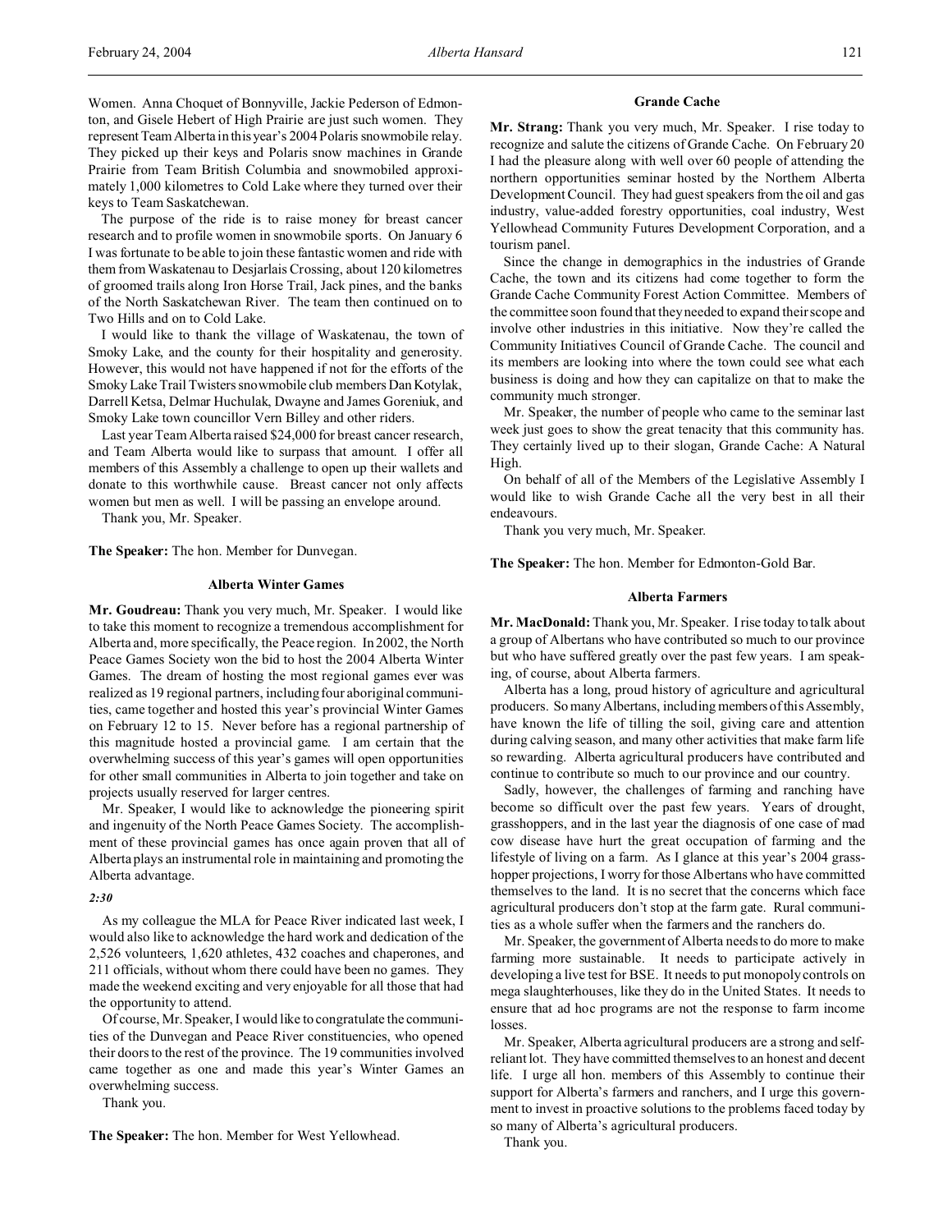Women. Anna Choquet of Bonnyville, Jackie Pederson of Edmonton, and Gisele Hebert of High Prairie are just such women. They represent Team Alberta in this year's 2004 Polaris snowmobile relay. They picked up their keys and Polaris snow machines in Grande Prairie from Team British Columbia and snowmobiled approximately 1,000 kilometres to Cold Lake where they turned over their keys to Team Saskatchewan.

The purpose of the ride is to raise money for breast cancer research and to profile women in snowmobile sports. On January 6 I was fortunate to be able to join these fantastic women and ride with them from Waskatenau to Desjarlais Crossing, about 120 kilometres of groomed trails along Iron Horse Trail, Jack pines, and the banks of the North Saskatchewan River. The team then continued on to Two Hills and on to Cold Lake.

I would like to thank the village of Waskatenau, the town of Smoky Lake, and the county for their hospitality and generosity. However, this would not have happened if not for the efforts of the Smoky Lake Trail Twisters snowmobile club members Dan Kotylak, Darrell Ketsa, Delmar Huchulak, Dwayne and James Goreniuk, and Smoky Lake town councillor Vern Billey and other riders.

Last year Team Alberta raised $24,000 for breast cancer research, and Team Alberta would like to surpass that amount. I offer all members of this Assembly a challenge to open up their wallets and donate to this worthwhile cause. Breast cancer not only affects women but men as well. I will be passing an envelope around.

Thank you, Mr. Speaker.

**The Speaker:** The hon. Member for Dunvegan.

### Alberta Winter Games

**Mr. Goudreau:** Thank you very much, Mr. Speaker. I would like to take this moment to recognize a tremendous accomplishment for Alberta and, more specifically, the Peace region. In 2002, the North Peace Games Society won the bid to host the 2004 Alberta Winter Games. The dream of hosting the most regional games ever was realized as 19 regional partners, including four aboriginal communities, came together and hosted this year's provincial Winter Games on February 12 to 15. Never before has a regional partnership of this magnitude hosted a provincial game. I am certain that the overwhelming success of this year's games will open opportunities for other small communities in Alberta to join together and take on projects usually reserved for larger centres.

Mr. Speaker, I would like to acknowledge the pioneering spirit and ingenuity of the North Peace Games Society. The accomplishment of these provincial games has once again proven that all of Alberta plays an instrumental role in maintaining and promoting the Alberta advantage.

*2:30*

As my colleague the MLA for Peace River indicated last week, I would also like to acknowledge the hard work and dedication of the 2,526 volunteers, 1,620 athletes, 432 coaches and chaperones, and 211 officials, without whom there could have been no games. They made the weekend exciting and very enjoyable for all those that had the opportunity to attend.

Of course, Mr. Speaker, I would like to congratulate the communities of the Dunvegan and Peace River constituencies, who opened their doors to the rest of the province. The 19 communities involved came together as one and made this year's Winter Games an overwhelming success.

Thank you.

**The Speaker:** The hon. Member for West Yellowhead.

### Grande Cache

**Mr. Strang:** Thank you very much, Mr. Speaker. I rise today to recognize and salute the citizens of Grande Cache. On February 20 I had the pleasure along with well over 60 people of attending the northern opportunities seminar hosted by the Northern Alberta Development Council. They had guest speakers from the oil and gas industry, value-added forestry opportunities, coal industry, West Yellowhead Community Futures Development Corporation, and a tourism panel.

Since the change in demographics in the industries of Grande Cache, the town and its citizens had come together to form the Grande Cache Community Forest Action Committee. Members of the committee soon found that they needed to expand their scope and involve other industries in this initiative. Now they're called the Community Initiatives Council of Grande Cache. The council and its members are looking into where the town could see what each business is doing and how they can capitalize on that to make the community much stronger.

Mr. Speaker, the number of people who came to the seminar last week just goes to show the great tenacity that this community has. They certainly lived up to their slogan, Grande Cache: A Natural High.

On behalf of all of the Members of the Legislative Assembly I would like to wish Grande Cache all the very best in all their endeavours.

Thank you very much, Mr. Speaker.

**The Speaker:** The hon. Member for Edmonton-Gold Bar.

### Alberta Farmers

**Mr. MacDonald:** Thank you, Mr. Speaker. I rise today to talk about a group of Albertans who have contributed so much to our province but who have suffered greatly over the past few years. I am speaking, of course, about Alberta farmers.

Alberta has a long, proud history of agriculture and agricultural producers. So many Albertans, including members of this Assembly, have known the life of tilling the soil, giving care and attention during calving season, and many other activities that make farm life so rewarding. Alberta agricultural producers have contributed and continue to contribute so much to our province and our country.

Sadly, however, the challenges of farming and ranching have become so difficult over the past few years. Years of drought, grasshoppers, and in the last year the diagnosis of one case of mad cow disease have hurt the great occupation of farming and the lifestyle of living on a farm. As I glance at this year's 2004 grasshopper projections, I worry for those Albertans who have committed themselves to the land. It is no secret that the concerns which face agricultural producers don't stop at the farm gate. Rural communities as a whole suffer when the farmers and the ranchers do.

Mr. Speaker, the government of Alberta needs to do more to make farming more sustainable. It needs to participate actively in developing a live test for BSE. It needs to put monopoly controls on mega slaughterhouses, like they do in the United States. It needs to ensure that ad hoc programs are not the response to farm income losses.

Mr. Speaker, Alberta agricultural producers are a strong and self-reliant lot. They have committed themselves to an honest and decent life. I urge all hon. members of this Assembly to continue their support for Alberta's farmers and ranchers, and I urge this government to invest in proactive solutions to the problems faced today by so many of Alberta's agricultural producers.

Thank you.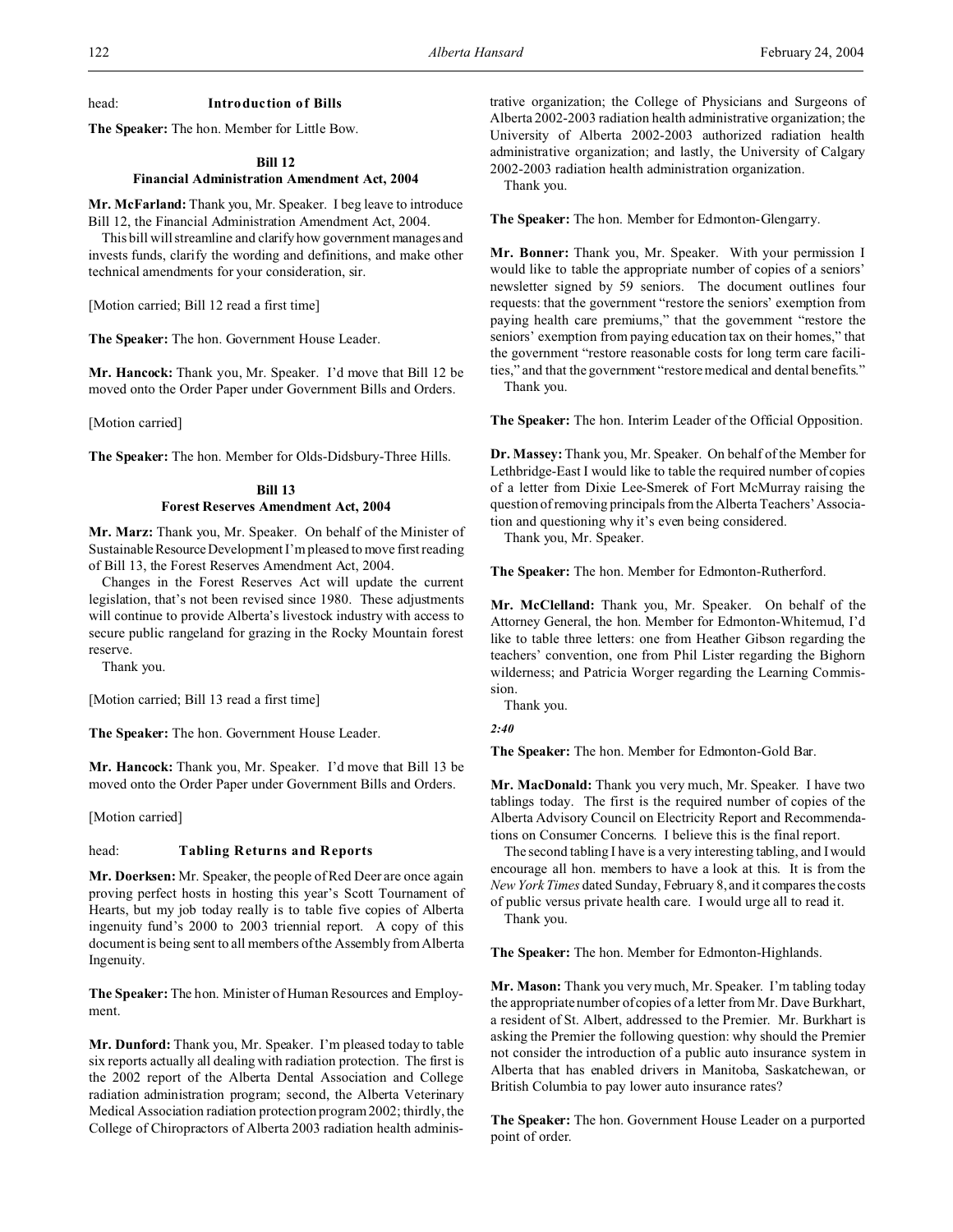head: **Introduction of Bills**

**The Speaker:** The hon. Member for Little Bow.

**Bill 12**
**Financial Administration Amendment Act, 2004**

**Mr. McFarland:** Thank you, Mr. Speaker. I beg leave to introduce Bill 12, the Financial Administration Amendment Act, 2004.

This bill will streamline and clarify how government manages and invests funds, clarify the wording and definitions, and make other technical amendments for your consideration, sir.

[Motion carried; Bill 12 read a first time]

**The Speaker:** The hon. Government House Leader.

**Mr. Hancock:** Thank you, Mr. Speaker. I'd move that Bill 12 be moved onto the Order Paper under Government Bills and Orders.

[Motion carried]

**The Speaker:** The hon. Member for Olds-Didsbury-Three Hills.

**Bill 13**
**Forest Reserves Amendment Act, 2004**

**Mr. Marz:** Thank you, Mr. Speaker. On behalf of the Minister of Sustainable Resource Development I'm pleased to move first reading of Bill 13, the Forest Reserves Amendment Act, 2004.

Changes in the Forest Reserves Act will update the current legislation, that's not been revised since 1980. These adjustments will continue to provide Alberta's livestock industry with access to secure public rangeland for grazing in the Rocky Mountain forest reserve.

Thank you.

[Motion carried; Bill 13 read a first time]

**The Speaker:** The hon. Government House Leader.

**Mr. Hancock:** Thank you, Mr. Speaker. I'd move that Bill 13 be moved onto the Order Paper under Government Bills and Orders.

[Motion carried]

head: **Tabling Returns and Reports**

**Mr. Doerksen:** Mr. Speaker, the people of Red Deer are once again proving perfect hosts in hosting this year's Scott Tournament of Hearts, but my job today really is to table five copies of Alberta ingenuity fund's 2000 to 2003 triennial report. A copy of this document is being sent to all members of the Assembly from Alberta Ingenuity.

**The Speaker:** The hon. Minister of Human Resources and Employment.

**Mr. Dunford:** Thank you, Mr. Speaker. I'm pleased today to table six reports actually all dealing with radiation protection. The first is the 2002 report of the Alberta Dental Association and College radiation administration program; second, the Alberta Veterinary Medical Association radiation protection program 2002; thirdly, the College of Chiropractors of Alberta 2003 radiation health administrative organization; the College of Physicians and Surgeons of Alberta 2002-2003 radiation health administrative organization; the University of Alberta 2002-2003 authorized radiation health administrative organization; and lastly, the University of Calgary 2002-2003 radiation health administration organization.

Thank you.

**The Speaker:** The hon. Member for Edmonton-Glengarry.

**Mr. Bonner:** Thank you, Mr. Speaker. With your permission I would like to table the appropriate number of copies of a seniors' newsletter signed by 59 seniors. The document outlines four requests: that the government "restore the seniors' exemption from paying health care premiums," that the government "restore the seniors' exemption from paying education tax on their homes," that the government "restore reasonable costs for long term care facilities," and that the government "restore medical and dental benefits."

Thank you.

**The Speaker:** The hon. Interim Leader of the Official Opposition.

**Dr. Massey:** Thank you, Mr. Speaker. On behalf of the Member for Lethbridge-East I would like to table the required number of copies of a letter from Dixie Lee-Smerek of Fort McMurray raising the question of removing principals from the Alberta Teachers' Association and questioning why it's even being considered.

Thank you, Mr. Speaker.

**The Speaker:** The hon. Member for Edmonton-Rutherford.

**Mr. McClelland:** Thank you, Mr. Speaker. On behalf of the Attorney General, the hon. Member for Edmonton-Whitemud, I'd like to table three letters: one from Heather Gibson regarding the teachers' convention, one from Phil Lister regarding the Bighorn wilderness; and Patricia Worger regarding the Learning Commission.

Thank you.

*2:40*

**The Speaker:** The hon. Member for Edmonton-Gold Bar.

**Mr. MacDonald:** Thank you very much, Mr. Speaker. I have two tablings today. The first is the required number of copies of the Alberta Advisory Council on Electricity Report and Recommendations on Consumer Concerns. I believe this is the final report.

The second tabling I have is a very interesting tabling, and I would encourage all hon. members to have a look at this. It is from the *New York Times* dated Sunday, February 8, and it compares the costs of public versus private health care. I would urge all to read it.

Thank you.

**The Speaker:** The hon. Member for Edmonton-Highlands.

**Mr. Mason:** Thank you very much, Mr. Speaker. I'm tabling today the appropriate number of copies of a letter from Mr. Dave Burkhart, a resident of St. Albert, addressed to the Premier. Mr. Burkhart is asking the Premier the following question: why should the Premier not consider the introduction of a public auto insurance system in Alberta that has enabled drivers in Manitoba, Saskatchewan, or British Columbia to pay lower auto insurance rates?

**The Speaker:** The hon. Government House Leader on a purported point of order.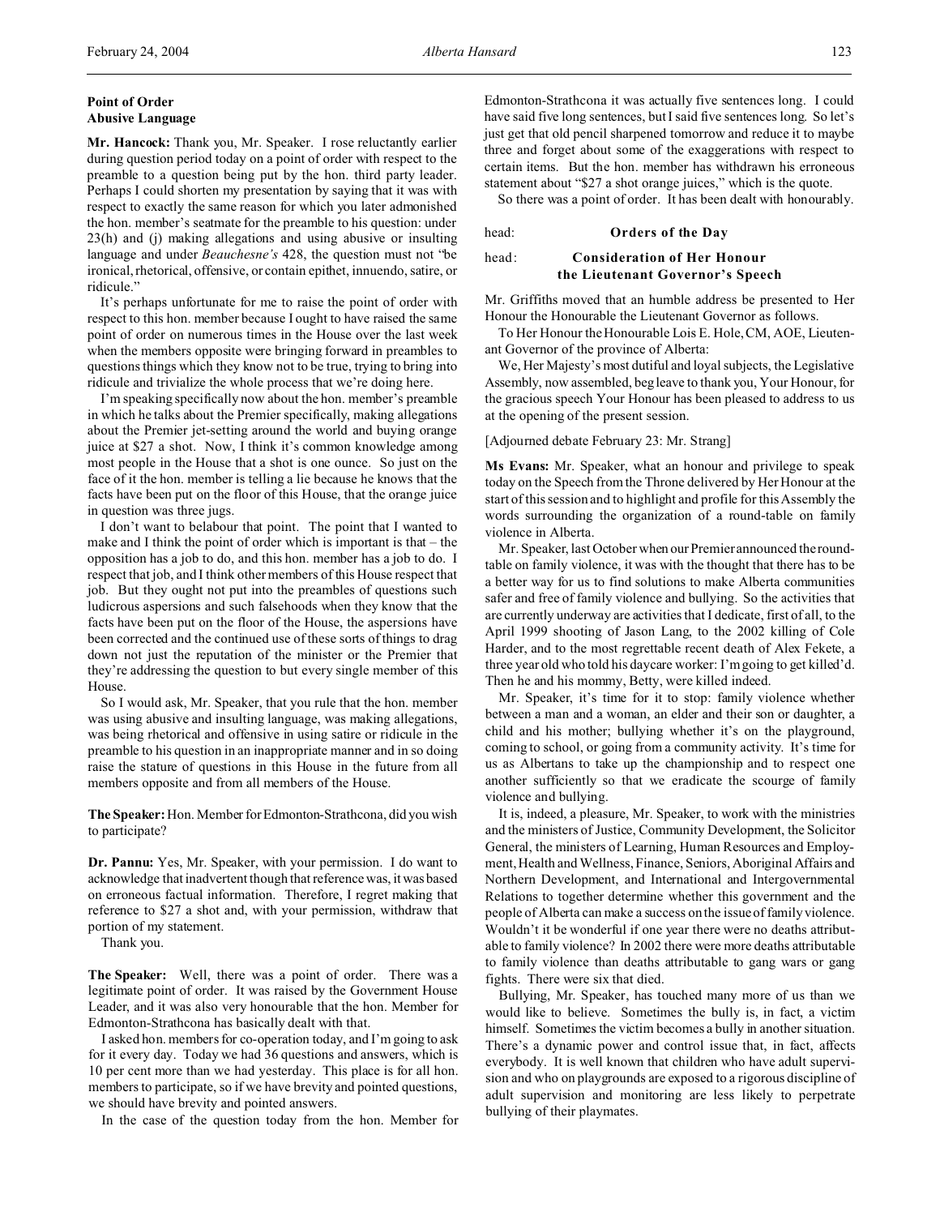### Point of Order
### Abusive Language

**Mr. Hancock:** Thank you, Mr. Speaker. I rose reluctantly earlier during question period today on a point of order with respect to the preamble to a question being put by the hon. third party leader. Perhaps I could shorten my presentation by saying that it was with respect to exactly the same reason for which you later admonished the hon. member's seatmate for the preamble to his question: under 23(h) and (j) making allegations and using abusive or insulting language and under *Beauchesne's* 428, the question must not "be ironical, rhetorical, offensive, or contain epithet, innuendo, satire, or ridicule."

It's perhaps unfortunate for me to raise the point of order with respect to this hon. member because I ought to have raised the same point of order on numerous times in the House over the last week when the members opposite were bringing forward in preambles to questions things which they know not to be true, trying to bring into ridicule and trivialize the whole process that we're doing here.

I'm speaking specifically now about the hon. member's preamble in which he talks about the Premier specifically, making allegations about the Premier jet-setting around the world and buying orange juice at $27 a shot. Now, I think it's common knowledge among most people in the House that a shot is one ounce. So just on the face of it the hon. member is telling a lie because he knows that the facts have been put on the floor of this House, that the orange juice in question was three jugs.

I don't want to belabour that point. The point that I wanted to make and I think the point of order which is important is that – the opposition has a job to do, and this hon. member has a job to do. I respect that job, and I think other members of this House respect that job. But they ought not put into the preambles of questions such ludicrous aspersions and such falsehoods when they know that the facts have been put on the floor of the House, the aspersions have been corrected and the continued use of these sorts of things to drag down not just the reputation of the minister or the Premier that they're addressing the question to but every single member of this House.

So I would ask, Mr. Speaker, that you rule that the hon. member was using abusive and insulting language, was making allegations, was being rhetorical and offensive in using satire or ridicule in the preamble to his question in an inappropriate manner and in so doing raise the stature of questions in this House in the future from all members opposite and from all members of the House.

**The Speaker:** Hon. Member for Edmonton-Strathcona, did you wish to participate?

**Dr. Pannu:** Yes, Mr. Speaker, with your permission. I do want to acknowledge that inadvertent though that reference was, it was based on erroneous factual information. Therefore, I regret making that reference to $27 a shot and, with your permission, withdraw that portion of my statement.

Thank you.

**The Speaker:** Well, there was a point of order. There was a legitimate point of order. It was raised by the Government House Leader, and it was also very honourable that the hon. Member for Edmonton-Strathcona has basically dealt with that.

I asked hon. members for co-operation today, and I'm going to ask for it every day. Today we had 36 questions and answers, which is 10 per cent more than we had yesterday. This place is for all hon. members to participate, so if we have brevity and pointed questions, we should have brevity and pointed answers.

In the case of the question today from the hon. Member for Edmonton-Strathcona it was actually five sentences long. I could have said five long sentences, but I said five sentences long. So let's just get that old pencil sharpened tomorrow and reduce it to maybe three and forget about some of the exaggerations with respect to certain items. But the hon. member has withdrawn his erroneous statement about "$27 a shot orange juices," which is the quote.

So there was a point of order. It has been dealt with honourably.

head: **Orders of the Day**

head: **Consideration of Her Honour the Lieutenant Governor's Speech**

Mr. Griffiths moved that an humble address be presented to Her Honour the Honourable the Lieutenant Governor as follows.

To Her Honour the Honourable Lois E. Hole, CM, AOE, Lieutenant Governor of the province of Alberta:

We, Her Majesty's most dutiful and loyal subjects, the Legislative Assembly, now assembled, beg leave to thank you, Your Honour, for the gracious speech Your Honour has been pleased to address to us at the opening of the present session.

[Adjourned debate February 23: Mr. Strang]

**Ms Evans:** Mr. Speaker, what an honour and privilege to speak today on the Speech from the Throne delivered by Her Honour at the start of this session and to highlight and profile for this Assembly the words surrounding the organization of a round-table on family violence in Alberta.

Mr. Speaker, last October when our Premier announced the round-table on family violence, it was with the thought that there has to be a better way for us to find solutions to make Alberta communities safer and free of family violence and bullying. So the activities that are currently underway are activities that I dedicate, first of all, to the April 1999 shooting of Jason Lang, to the 2002 killing of Cole Harder, and to the most regrettable recent death of Alex Fekete, a three year old who told his daycare worker: I'm going to get killed'd. Then he and his mommy, Betty, were killed indeed.

Mr. Speaker, it's time for it to stop: family violence whether between a man and a woman, an elder and their son or daughter, a child and his mother; bullying whether it's on the playground, coming to school, or going from a community activity. It's time for us as Albertans to take up the championship and to respect one another sufficiently so that we eradicate the scourge of family violence and bullying.

It is, indeed, a pleasure, Mr. Speaker, to work with the ministries and the ministers of Justice, Community Development, the Solicitor General, the ministers of Learning, Human Resources and Employment, Health and Wellness, Finance, Seniors, Aboriginal Affairs and Northern Development, and International and Intergovernmental Relations to together determine whether this government and the people of Alberta can make a success on the issue of family violence. Wouldn't it be wonderful if one year there were no deaths attributable to family violence? In 2002 there were more deaths attributable to family violence than deaths attributable to gang wars or gang fights. There were six that died.

Bullying, Mr. Speaker, has touched many more of us than we would like to believe. Sometimes the bully is, in fact, a victim himself. Sometimes the victim becomes a bully in another situation. There's a dynamic power and control issue that, in fact, affects everybody. It is well known that children who have adult supervision and who on playgrounds are exposed to a rigorous discipline of adult supervision and monitoring are less likely to perpetrate bullying of their playmates.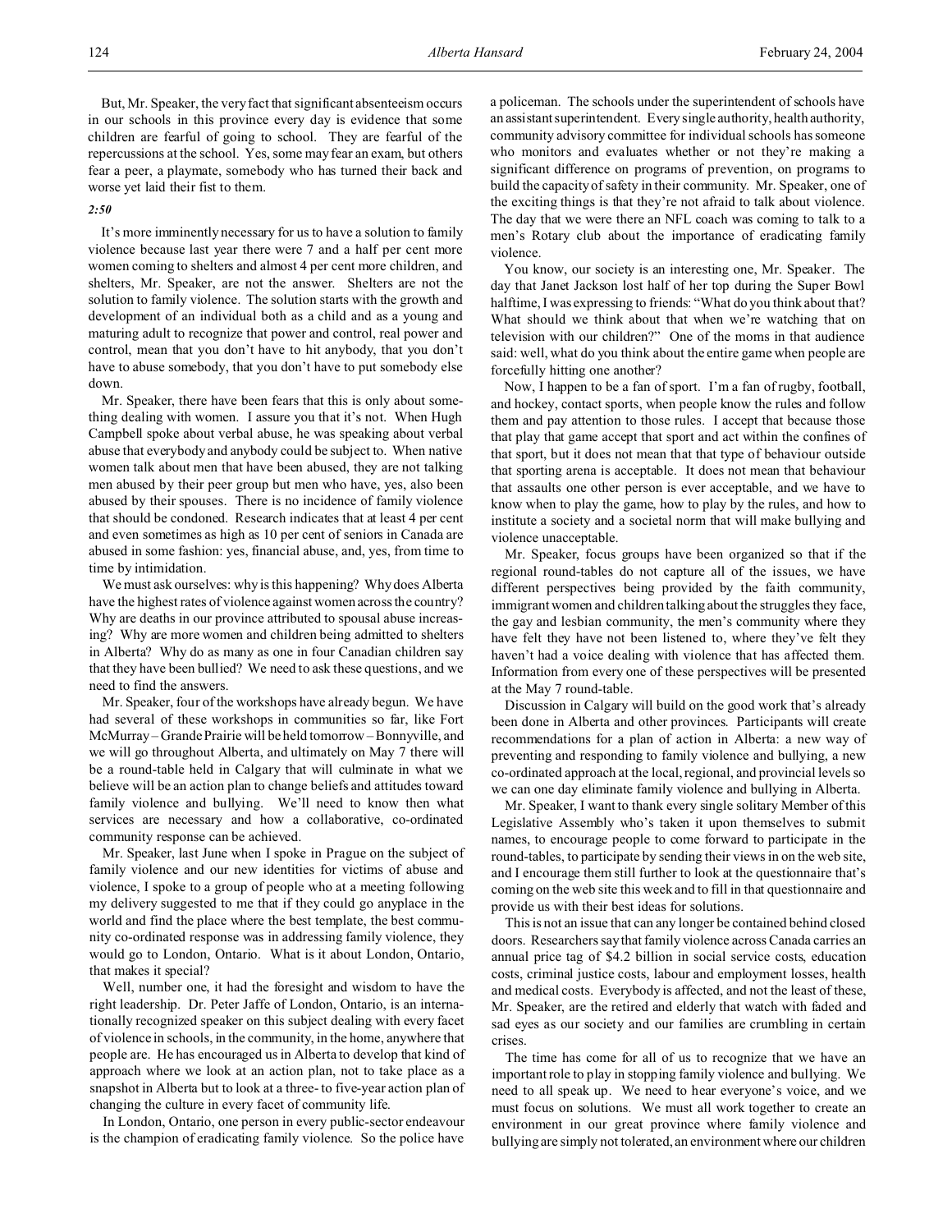But, Mr. Speaker, the very fact that significant absenteeism occurs in our schools in this province every day is evidence that some children are fearful of going to school. They are fearful of the repercussions at the school. Yes, some may fear an exam, but others fear a peer, a playmate, somebody who has turned their back and worse yet laid their fist to them.

*2:50*

It's more imminently necessary for us to have a solution to family violence because last year there were 7 and a half per cent more women coming to shelters and almost 4 per cent more children, and shelters, Mr. Speaker, are not the answer. Shelters are not the solution to family violence. The solution starts with the growth and development of an individual both as a child and as a young and maturing adult to recognize that power and control, real power and control, mean that you don't have to hit anybody, that you don't have to abuse somebody, that you don't have to put somebody else down.

Mr. Speaker, there have been fears that this is only about something dealing with women. I assure you that it's not. When Hugh Campbell spoke about verbal abuse, he was speaking about verbal abuse that everybody and anybody could be subject to. When native women talk about men that have been abused, they are not talking men abused by their peer group but men who have, yes, also been abused by their spouses. There is no incidence of family violence that should be condoned. Research indicates that at least 4 per cent and even sometimes as high as 10 per cent of seniors in Canada are abused in some fashion: yes, financial abuse, and, yes, from time to time by intimidation.

We must ask ourselves: why is this happening? Why does Alberta have the highest rates of violence against women across the country? Why are deaths in our province attributed to spousal abuse increasing? Why are more women and children being admitted to shelters in Alberta? Why do as many as one in four Canadian children say that they have been bullied? We need to ask these questions, and we need to find the answers.

Mr. Speaker, four of the workshops have already begun. We have had several of these workshops in communities so far, like Fort McMurray – Grande Prairie will be held tomorrow – Bonnyville, and we will go throughout Alberta, and ultimately on May 7 there will be a round-table held in Calgary that will culminate in what we believe will be an action plan to change beliefs and attitudes toward family violence and bullying. We'll need to know then what services are necessary and how a collaborative, co-ordinated community response can be achieved.

Mr. Speaker, last June when I spoke in Prague on the subject of family violence and our new identities for victims of abuse and violence, I spoke to a group of people who at a meeting following my delivery suggested to me that if they could go anyplace in the world and find the place where the best template, the best community co-ordinated response was in addressing family violence, they would go to London, Ontario. What is it about London, Ontario, that makes it special?

Well, number one, it had the foresight and wisdom to have the right leadership. Dr. Peter Jaffe of London, Ontario, is an internationally recognized speaker on this subject dealing with every facet of violence in schools, in the community, in the home, anywhere that people are. He has encouraged us in Alberta to develop that kind of approach where we look at an action plan, not to take place as a snapshot in Alberta but to look at a three- to five-year action plan of changing the culture in every facet of community life.

In London, Ontario, one person in every public-sector endeavour is the champion of eradicating family violence. So the police have a policeman. The schools under the superintendent of schools have an assistant superintendent. Every single authority, health authority, community advisory committee for individual schools has someone who monitors and evaluates whether or not they're making a significant difference on programs of prevention, on programs to build the capacity of safety in their community. Mr. Speaker, one of the exciting things is that they're not afraid to talk about violence. The day that we were there an NFL coach was coming to talk to a men's Rotary club about the importance of eradicating family violence.

You know, our society is an interesting one, Mr. Speaker. The day that Janet Jackson lost half of her top during the Super Bowl halftime, I was expressing to friends: "What do you think about that? What should we think about that when we're watching that on television with our children?" One of the moms in that audience said: well, what do you think about the entire game when people are forcefully hitting one another?

Now, I happen to be a fan of sport. I'm a fan of rugby, football, and hockey, contact sports, when people know the rules and follow them and pay attention to those rules. I accept that because those that play that game accept that sport and act within the confines of that sport, but it does not mean that that type of behaviour outside that sporting arena is acceptable. It does not mean that behaviour that assaults one other person is ever acceptable, and we have to know when to play the game, how to play by the rules, and how to institute a society and a societal norm that will make bullying and violence unacceptable.

Mr. Speaker, focus groups have been organized so that if the regional round-tables do not capture all of the issues, we have different perspectives being provided by the faith community, immigrant women and children talking about the struggles they face, the gay and lesbian community, the men's community where they have felt they have not been listened to, where they've felt they haven't had a voice dealing with violence that has affected them. Information from every one of these perspectives will be presented at the May 7 round-table.

Discussion in Calgary will build on the good work that's already been done in Alberta and other provinces. Participants will create recommendations for a plan of action in Alberta: a new way of preventing and responding to family violence and bullying, a new co-ordinated approach at the local, regional, and provincial levels so we can one day eliminate family violence and bullying in Alberta.

Mr. Speaker, I want to thank every single solitary Member of this Legislative Assembly who's taken it upon themselves to submit names, to encourage people to come forward to participate in the round-tables, to participate by sending their views in on the web site, and I encourage them still further to look at the questionnaire that's coming on the web site this week and to fill in that questionnaire and provide us with their best ideas for solutions.

This is not an issue that can any longer be contained behind closed doors. Researchers say that family violence across Canada carries an annual price tag of $4.2 billion in social service costs, education costs, criminal justice costs, labour and employment losses, health and medical costs. Everybody is affected, and not the least of these, Mr. Speaker, are the retired and elderly that watch with faded and sad eyes as our society and our families are crumbling in certain crises.

The time has come for all of us to recognize that we have an important role to play in stopping family violence and bullying. We need to all speak up. We need to hear everyone's voice, and we must focus on solutions. We must all work together to create an environment in our great province where family violence and bullying are simply not tolerated, an environment where our children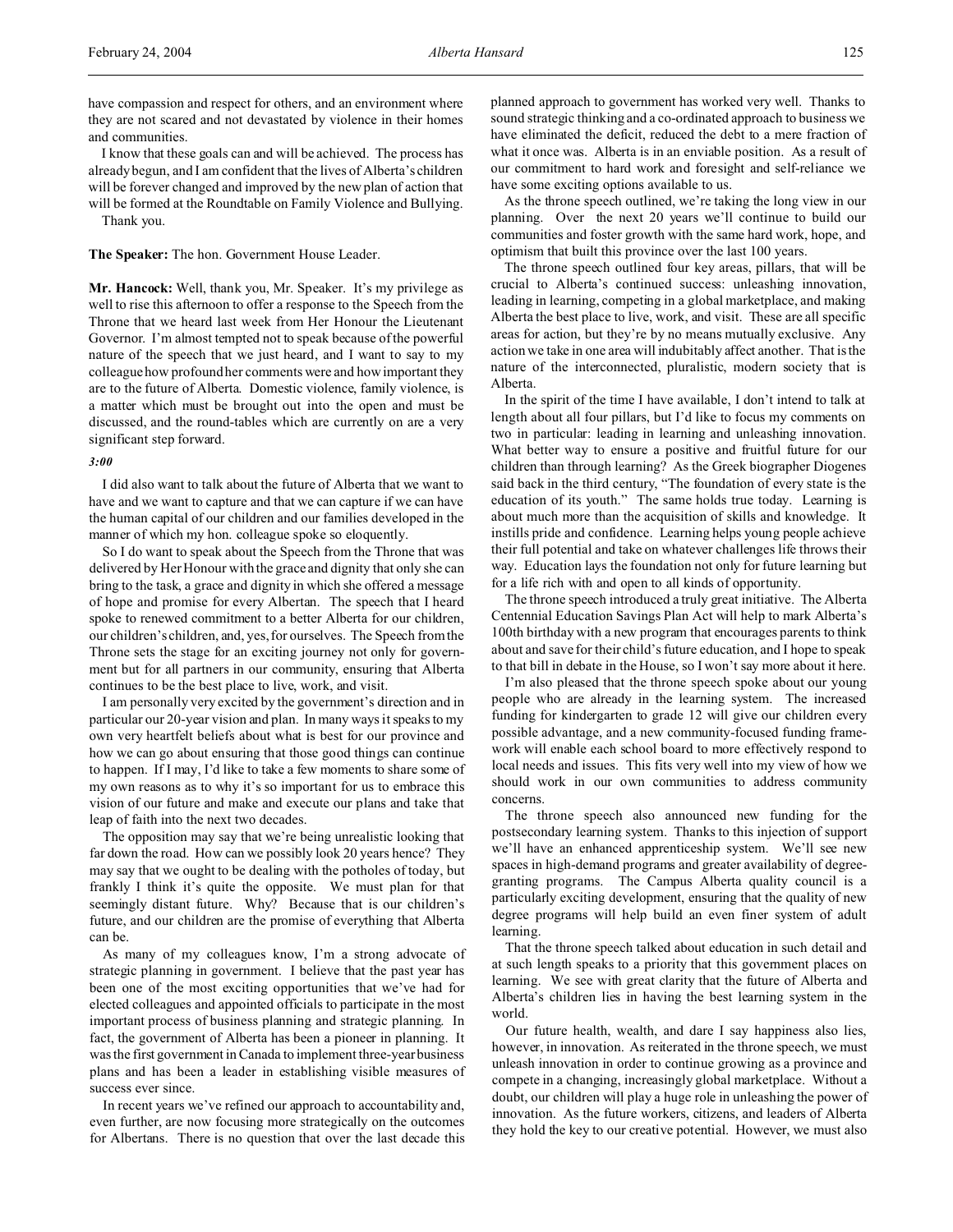have compassion and respect for others, and an environment where they are not scared and not devastated by violence in their homes and communities.

I know that these goals can and will be achieved. The process has already begun, and I am confident that the lives of Alberta's children will be forever changed and improved by the new plan of action that will be formed at the Roundtable on Family Violence and Bullying.

Thank you.

**The Speaker:** The hon. Government House Leader.

**Mr. Hancock:** Well, thank you, Mr. Speaker. It's my privilege as well to rise this afternoon to offer a response to the Speech from the Throne that we heard last week from Her Honour the Lieutenant Governor. I'm almost tempted not to speak because of the powerful nature of the speech that we just heard, and I want to say to my colleague how profound her comments were and how important they are to the future of Alberta. Domestic violence, family violence, is a matter which must be brought out into the open and must be discussed, and the round-tables which are currently on are a very significant step forward.

*3:00*

I did also want to talk about the future of Alberta that we want to have and we want to capture and that we can capture if we can have the human capital of our children and our families developed in the manner of which my hon. colleague spoke so eloquently.

So I do want to speak about the Speech from the Throne that was delivered by Her Honour with the grace and dignity that only she can bring to the task, a grace and dignity in which she offered a message of hope and promise for every Albertan. The speech that I heard spoke to renewed commitment to a better Alberta for our children, our children's children, and, yes, for ourselves. The Speech from the Throne sets the stage for an exciting journey not only for government but for all partners in our community, ensuring that Alberta continues to be the best place to live, work, and visit.

I am personally very excited by the government's direction and in particular our 20-year vision and plan. In many ways it speaks to my own very heartfelt beliefs about what is best for our province and how we can go about ensuring that those good things can continue to happen. If I may, I'd like to take a few moments to share some of my own reasons as to why it's so important for us to embrace this vision of our future and make and execute our plans and take that leap of faith into the next two decades.

The opposition may say that we're being unrealistic looking that far down the road. How can we possibly look 20 years hence? They may say that we ought to be dealing with the potholes of today, but frankly I think it's quite the opposite. We must plan for that seemingly distant future. Why? Because that is our children's future, and our children are the promise of everything that Alberta can be.

As many of my colleagues know, I'm a strong advocate of strategic planning in government. I believe that the past year has been one of the most exciting opportunities that we've had for elected colleagues and appointed officials to participate in the most important process of business planning and strategic planning. In fact, the government of Alberta has been a pioneer in planning. It was the first government in Canada to implement three-year business plans and has been a leader in establishing visible measures of success ever since.

In recent years we've refined our approach to accountability and, even further, are now focusing more strategically on the outcomes for Albertans. There is no question that over the last decade this planned approach to government has worked very well. Thanks to sound strategic thinking and a co-ordinated approach to business we have eliminated the deficit, reduced the debt to a mere fraction of what it once was. Alberta is in an enviable position. As a result of our commitment to hard work and foresight and self-reliance we have some exciting options available to us.

As the throne speech outlined, we're taking the long view in our planning. Over the next 20 years we'll continue to build our communities and foster growth with the same hard work, hope, and optimism that built this province over the last 100 years.

The throne speech outlined four key areas, pillars, that will be crucial to Alberta's continued success: unleashing innovation, leading in learning, competing in a global marketplace, and making Alberta the best place to live, work, and visit. These are all specific areas for action, but they're by no means mutually exclusive. Any action we take in one area will indubitably affect another. That is the nature of the interconnected, pluralistic, modern society that is Alberta.

In the spirit of the time I have available, I don't intend to talk at length about all four pillars, but I'd like to focus my comments on two in particular: leading in learning and unleashing innovation. What better way to ensure a positive and fruitful future for our children than through learning? As the Greek biographer Diogenes said back in the third century, "The foundation of every state is the education of its youth." The same holds true today. Learning is about much more than the acquisition of skills and knowledge. It instills pride and confidence. Learning helps young people achieve their full potential and take on whatever challenges life throws their way. Education lays the foundation not only for future learning but for a life rich with and open to all kinds of opportunity.

The throne speech introduced a truly great initiative. The Alberta Centennial Education Savings Plan Act will help to mark Alberta's 100th birthday with a new program that encourages parents to think about and save for their child's future education, and I hope to speak to that bill in debate in the House, so I won't say more about it here.

I'm also pleased that the throne speech spoke about our young people who are already in the learning system. The increased funding for kindergarten to grade 12 will give our children every possible advantage, and a new community-focused funding framework will enable each school board to more effectively respond to local needs and issues. This fits very well into my view of how we should work in our own communities to address community concerns.

The throne speech also announced new funding for the postsecondary learning system. Thanks to this injection of support we'll have an enhanced apprenticeship system. We'll see new spaces in high-demand programs and greater availability of degree-granting programs. The Campus Alberta quality council is a particularly exciting development, ensuring that the quality of new degree programs will help build an even finer system of adult learning.

That the throne speech talked about education in such detail and at such length speaks to a priority that this government places on learning. We see with great clarity that the future of Alberta and Alberta's children lies in having the best learning system in the world.

Our future health, wealth, and dare I say happiness also lies, however, in innovation. As reiterated in the throne speech, we must unleash innovation in order to continue growing as a province and compete in a changing, increasingly global marketplace. Without a doubt, our children will play a huge role in unleashing the power of innovation. As the future workers, citizens, and leaders of Alberta they hold the key to our creative potential. However, we must also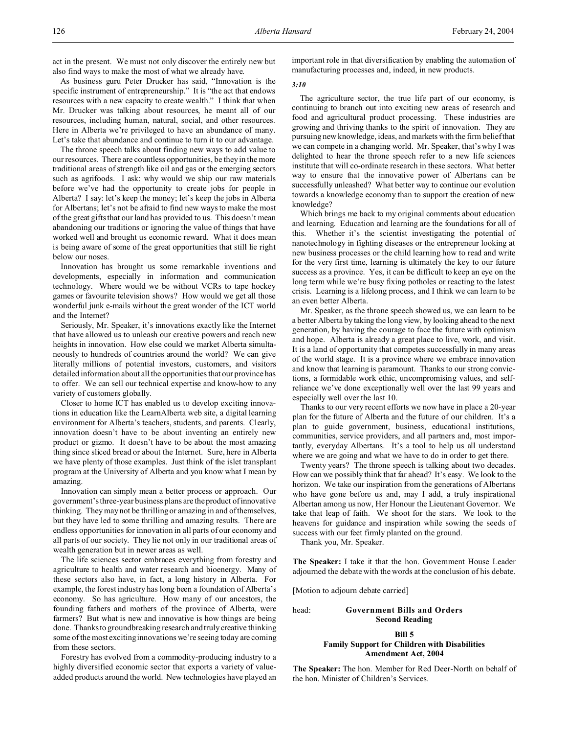act in the present. We must not only discover the entirely new but also find ways to make the most of what we already have.

As business guru Peter Drucker has said, "Innovation is the specific instrument of entrepreneurship." It is "the act that endows resources with a new capacity to create wealth." I think that when Mr. Drucker was talking about resources, he meant all of our resources, including human, natural, social, and other resources. Here in Alberta we're privileged to have an abundance of many. Let's take that abundance and continue to turn it to our advantage.

The throne speech talks about finding new ways to add value to our resources. There are countless opportunities, be they in the more traditional areas of strength like oil and gas or the emerging sectors such as agrifoods. I ask: why would we ship our raw materials before we've had the opportunity to create jobs for people in Alberta? I say: let's keep the money; let's keep the jobs in Alberta for Albertans; let's not be afraid to find new ways to make the most of the great gifts that our land has provided to us. This doesn't mean abandoning our traditions or ignoring the value of things that have worked well and brought us economic reward. What it does mean is being aware of some of the great opportunities that still lie right below our noses.

Innovation has brought us some remarkable inventions and developments, especially in information and communication technology. Where would we be without VCRs to tape hockey games or favourite television shows? How would we get all those wonderful junk e-mails without the great wonder of the ICT world and the Internet?

Seriously, Mr. Speaker, it's innovations exactly like the Internet that have allowed us to unleash our creative powers and reach new heights in innovation. How else could we market Alberta simultaneously to hundreds of countries around the world? We can give literally millions of potential investors, customers, and visitors detailed information about all the opportunities that our province has to offer. We can sell our technical expertise and know-how to any variety of customers globally.

Closer to home ICT has enabled us to develop exciting innovations in education like the LearnAlberta web site, a digital learning environment for Alberta's teachers, students, and parents. Clearly, innovation doesn't have to be about inventing an entirely new product or gizmo. It doesn't have to be about the most amazing thing since sliced bread or about the Internet. Sure, here in Alberta we have plenty of those examples. Just think of the islet transplant program at the University of Alberta and you know what I mean by amazing.

Innovation can simply mean a better process or approach. Our government's three-year business plans are the product of innovative thinking. They may not be thrilling or amazing in and of themselves, but they have led to some thrilling and amazing results. There are endless opportunities for innovation in all parts of our economy and all parts of our society. They lie not only in our traditional areas of wealth generation but in newer areas as well.

The life sciences sector embraces everything from forestry and agriculture to health and water research and bioenergy. Many of these sectors also have, in fact, a long history in Alberta. For example, the forest industry has long been a foundation of Alberta's economy. So has agriculture. How many of our ancestors, the founding fathers and mothers of the province of Alberta, were farmers? But what is new and innovative is how things are being done. Thanks to groundbreaking research and truly creative thinking some of the most exciting innovations we're seeing today are coming from these sectors.

Forestry has evolved from a commodity-producing industry to a highly diversified economic sector that exports a variety of value-added products around the world. New technologies have played an important role in that diversification by enabling the automation of manufacturing processes and, indeed, in new products.

*3:10*

The agriculture sector, the true life part of our economy, is continuing to branch out into exciting new areas of research and food and agricultural product processing. These industries are growing and thriving thanks to the spirit of innovation. They are pursuing new knowledge, ideas, and markets with the firm belief that we can compete in a changing world. Mr. Speaker, that's why I was delighted to hear the throne speech refer to a new life sciences institute that will co-ordinate research in these sectors. What better way to ensure that the innovative power of Albertans can be successfully unleashed? What better way to continue our evolution towards a knowledge economy than to support the creation of new knowledge?

Which brings me back to my original comments about education and learning. Education and learning are the foundations for all of this. Whether it's the scientist investigating the potential of nanotechnology in fighting diseases or the entrepreneur looking at new business processes or the child learning how to read and write for the very first time, learning is ultimately the key to our future success as a province. Yes, it can be difficult to keep an eye on the long term while we're busy fixing potholes or reacting to the latest crisis. Learning is a lifelong process, and I think we can learn to be an even better Alberta.

Mr. Speaker, as the throne speech showed us, we can learn to be a better Alberta by taking the long view, by looking ahead to the next generation, by having the courage to face the future with optimism and hope. Alberta is already a great place to live, work, and visit. It is a land of opportunity that competes successfully in many areas of the world stage. It is a province where we embrace innovation and know that learning is paramount. Thanks to our strong convictions, a formidable work ethic, uncompromising values, and self-reliance we've done exceptionally well over the last 99 years and especially well over the last 10.

Thanks to our very recent efforts we now have in place a 20-year plan for the future of Alberta and the future of our children. It's a plan to guide government, business, educational institutions, communities, service providers, and all partners and, most importantly, everyday Albertans. It's a tool to help us all understand where we are going and what we have to do in order to get there.

Twenty years? The throne speech is talking about two decades. How can we possibly think that far ahead? It's easy. We look to the horizon. We take our inspiration from the generations of Albertans who have gone before us and, may I add, a truly inspirational Albertan among us now, Her Honour the Lieutenant Governor. We take that leap of faith. We shoot for the stars. We look to the heavens for guidance and inspiration while sowing the seeds of success with our feet firmly planted on the ground.

Thank you, Mr. Speaker.

**The Speaker:** I take it that the hon. Government House Leader adjourned the debate with the words at the conclusion of his debate.

[Motion to adjourn debate carried]

head: **Government Bills and Orders**
**Second Reading**

**Bill 5**
**Family Support for Children with Disabilities Amendment Act, 2004**

**The Speaker:** The hon. Member for Red Deer-North on behalf of the hon. Minister of Children's Services.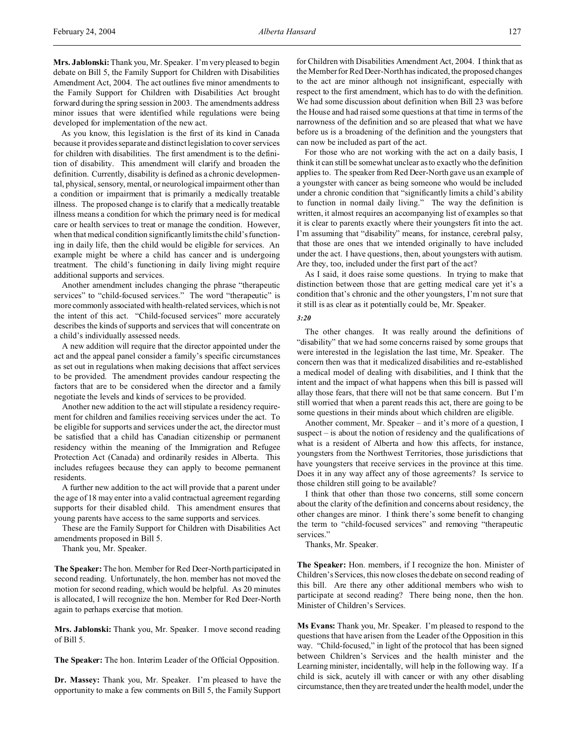**Mrs. Jablonski:** Thank you, Mr. Speaker. I'm very pleased to begin debate on Bill 5, the Family Support for Children with Disabilities Amendment Act, 2004. The act outlines five minor amendments to the Family Support for Children with Disabilities Act brought forward during the spring session in 2003. The amendments address minor issues that were identified while regulations were being developed for implementation of the new act.

As you know, this legislation is the first of its kind in Canada because it provides separate and distinct legislation to cover services for children with disabilities. The first amendment is to the definition of disability. This amendment will clarify and broaden the definition. Currently, disability is defined as a chronic developmental, physical, sensory, mental, or neurological impairment other than a condition or impairment that is primarily a medically treatable illness. The proposed change is to clarify that a medically treatable illness means a condition for which the primary need is for medical care or health services to treat or manage the condition. However, when that medical condition significantly limits the child's functioning in daily life, then the child would be eligible for services. An example might be where a child has cancer and is undergoing treatment. The child's functioning in daily living might require additional supports and services.

Another amendment includes changing the phrase "therapeutic services" to "child-focused services." The word "therapeutic" is more commonly associated with health-related services, which is not the intent of this act. "Child-focused services" more accurately describes the kinds of supports and services that will concentrate on a child's individually assessed needs.

A new addition will require that the director appointed under the act and the appeal panel consider a family's specific circumstances as set out in regulations when making decisions that affect services to be provided. The amendment provides candour respecting the factors that are to be considered when the director and a family negotiate the levels and kinds of services to be provided.

Another new addition to the act will stipulate a residency requirement for children and families receiving services under the act. To be eligible for supports and services under the act, the director must be satisfied that a child has Canadian citizenship or permanent residency within the meaning of the Immigration and Refugee Protection Act (Canada) and ordinarily resides in Alberta. This includes refugees because they can apply to become permanent residents.

A further new addition to the act will provide that a parent under the age of 18 may enter into a valid contractual agreement regarding supports for their disabled child. This amendment ensures that young parents have access to the same supports and services.

These are the Family Support for Children with Disabilities Act amendments proposed in Bill 5.

Thank you, Mr. Speaker.

**The Speaker:** The hon. Member for Red Deer-North participated in second reading. Unfortunately, the hon. member has not moved the motion for second reading, which would be helpful. As 20 minutes is allocated, I will recognize the hon. Member for Red Deer-North again to perhaps exercise that motion.

**Mrs. Jablonski:** Thank you, Mr. Speaker. I move second reading of Bill 5.

**The Speaker:** The hon. Interim Leader of the Official Opposition.

**Dr. Massey:** Thank you, Mr. Speaker. I'm pleased to have the opportunity to make a few comments on Bill 5, the Family Support for Children with Disabilities Amendment Act, 2004. I think that as the Member for Red Deer-North has indicated, the proposed changes to the act are minor although not insignificant, especially with respect to the first amendment, which has to do with the definition. We had some discussion about definition when Bill 23 was before the House and had raised some questions at that time in terms of the narrowness of the definition and so are pleased that what we have before us is a broadening of the definition and the youngsters that can now be included as part of the act.

For those who are not working with the act on a daily basis, I think it can still be somewhat unclear as to exactly who the definition applies to. The speaker from Red Deer-North gave us an example of a youngster with cancer as being someone who would be included under a chronic condition that "significantly limits a child's ability to function in normal daily living." The way the definition is written, it almost requires an accompanying list of examples so that it is clear to parents exactly where their youngsters fit into the act. I'm assuming that "disability" means, for instance, cerebral palsy, that those are ones that we intended originally to have included under the act. I have questions, then, about youngsters with autism. Are they, too, included under the first part of the act?

As I said, it does raise some questions. In trying to make that distinction between those that are getting medical care yet it's a condition that's chronic and the other youngsters, I'm not sure that it still is as clear as it potentially could be, Mr. Speaker.

*3:20*

The other changes. It was really around the definitions of "disability" that we had some concerns raised by some groups that were interested in the legislation the last time, Mr. Speaker. The concern then was that it medicalized disabilities and re-established a medical model of dealing with disabilities, and I think that the intent and the impact of what happens when this bill is passed will allay those fears, that there will not be that same concern. But I'm still worried that when a parent reads this act, there are going to be some questions in their minds about which children are eligible.

Another comment, Mr. Speaker – and it's more of a question, I suspect – is about the notion of residency and the qualifications of what is a resident of Alberta and how this affects, for instance, youngsters from the Northwest Territories, those jurisdictions that have youngsters that receive services in the province at this time. Does it in any way affect any of those agreements? Is service to those children still going to be available?

I think that other than those two concerns, still some concern about the clarity of the definition and concerns about residency, the other changes are minor. I think there's some benefit to changing the term to "child-focused services" and removing "therapeutic services."

Thanks, Mr. Speaker.

**The Speaker:** Hon. members, if I recognize the hon. Minister of Children's Services, this now closes the debate on second reading of this bill. Are there any other additional members who wish to participate at second reading? There being none, then the hon. Minister of Children's Services.

**Ms Evans:** Thank you, Mr. Speaker. I'm pleased to respond to the questions that have arisen from the Leader of the Opposition in this way. "Child-focused," in light of the protocol that has been signed between Children's Services and the health minister and the Learning minister, incidentally, will help in the following way. If a child is sick, acutely ill with cancer or with any other disabling circumstance, then they are treated under the health model, under the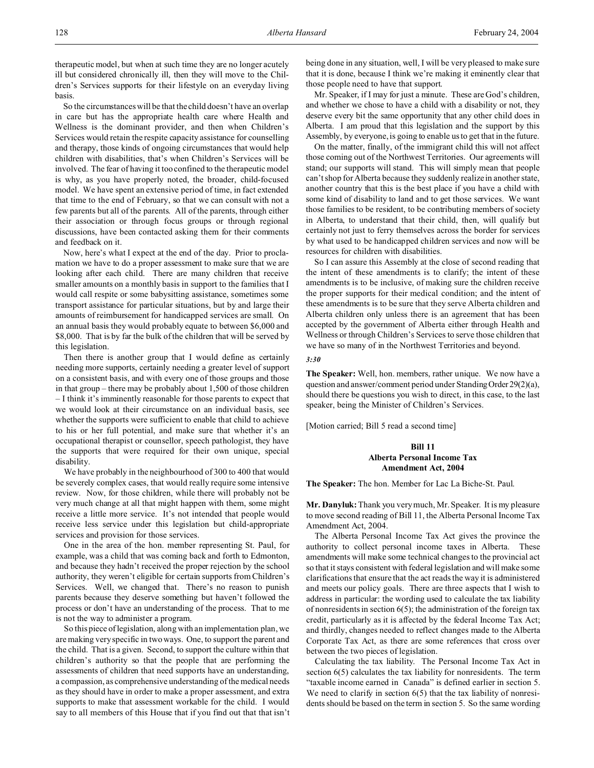therapeutic model, but when at such time they are no longer acutely ill but considered chronically ill, then they will move to the Children's Services supports for their lifestyle on an everyday living basis.

So the circumstances will be that the child doesn't have an overlap in care but has the appropriate health care where Health and Wellness is the dominant provider, and then when Children's Services would retain the respite capacity assistance for counselling and therapy, those kinds of ongoing circumstances that would help children with disabilities, that's when Children's Services will be involved. The fear of having it too confined to the therapeutic model is why, as you have properly noted, the broader, child-focused model. We have spent an extensive period of time, in fact extended that time to the end of February, so that we can consult with not a few parents but all of the parents. All of the parents, through either their association or through focus groups or through regional discussions, have been contacted asking them for their comments and feedback on it.

Now, here's what I expect at the end of the day. Prior to proclamation we have to do a proper assessment to make sure that we are looking after each child. There are many children that receive smaller amounts on a monthly basis in support to the families that I would call respite or some babysitting assistance, sometimes some transport assistance for particular situations, but by and large their amounts of reimbursement for handicapped services are small. On an annual basis they would probably equate to between $6,000 and $8,000. That is by far the bulk of the children that will be served by this legislation.

Then there is another group that I would define as certainly needing more supports, certainly needing a greater level of support on a consistent basis, and with every one of those groups and those in that group – there may be probably about 1,500 of those children – I think it's imminently reasonable for those parents to expect that we would look at their circumstance on an individual basis, see whether the supports were sufficient to enable that child to achieve to his or her full potential, and make sure that whether it's an occupational therapist or counsellor, speech pathologist, they have the supports that were required for their own unique, special disability.

We have probably in the neighbourhood of 300 to 400 that would be severely complex cases, that would really require some intensive review. Now, for those children, while there will probably not be very much change at all that might happen with them, some might receive a little more service. It's not intended that people would receive less service under this legislation but child-appropriate services and provision for those services.

One in the area of the hon. member representing St. Paul, for example, was a child that was coming back and forth to Edmonton, and because they hadn't received the proper rejection by the school authority, they weren't eligible for certain supports from Children's Services. Well, we changed that. There's no reason to punish parents because they deserve something but haven't followed the process or don't have an understanding of the process. That to me is not the way to administer a program.

So this piece of legislation, along with an implementation plan, we are making very specific in two ways. One, to support the parent and the child. That is a given. Second, to support the culture within that children's authority so that the people that are performing the assessments of children that need supports have an understanding, a compassion, as comprehensive understanding of the medical needs as they should have in order to make a proper assessment, and extra supports to make that assessment workable for the child. I would say to all members of this House that if you find out that that isn't being done in any situation, well, I will be very pleased to make sure that it is done, because I think we're making it eminently clear that those people need to have that support.

Mr. Speaker, if I may for just a minute. These are God's children, and whether we chose to have a child with a disability or not, they deserve every bit the same opportunity that any other child does in Alberta. I am proud that this legislation and the support by this Assembly, by everyone, is going to enable us to get that in the future.

On the matter, finally, of the immigrant child this will not affect those coming out of the Northwest Territories. Our agreements will stand; our supports will stand. This will simply mean that people can't shop for Alberta because they suddenly realize in another state, another country that this is the best place if you have a child with some kind of disability to land and to get those services. We want those families to be resident, to be contributing members of society in Alberta, to understand that their child, then, will qualify but certainly not just to ferry themselves across the border for services by what used to be handicapped children services and now will be resources for children with disabilities.

So I can assure this Assembly at the close of second reading that the intent of these amendments is to clarify; the intent of these amendments is to be inclusive, of making sure the children receive the proper supports for their medical condition; and the intent of these amendments is to be sure that they serve Alberta children and Alberta children only unless there is an agreement that has been accepted by the government of Alberta either through Health and Wellness or through Children's Services to serve those children that we have so many of in the Northwest Territories and beyond.

*3:30*

**The Speaker:** Well, hon. members, rather unique. We now have a question and answer/comment period under Standing Order 29(2)(a), should there be questions you wish to direct, in this case, to the last speaker, being the Minister of Children's Services.

[Motion carried; Bill 5 read a second time]

## Bill 11
## Alberta Personal Income Tax Amendment Act, 2004

**The Speaker:** The hon. Member for Lac La Biche-St. Paul.

**Mr. Danyluk:** Thank you very much, Mr. Speaker. It is my pleasure to move second reading of Bill 11, the Alberta Personal Income Tax Amendment Act, 2004.

The Alberta Personal Income Tax Act gives the province the authority to collect personal income taxes in Alberta. These amendments will make some technical changes to the provincial act so that it stays consistent with federal legislation and will make some clarifications that ensure that the act reads the way it is administered and meets our policy goals. There are three aspects that I wish to address in particular: the wording used to calculate the tax liability of nonresidents in section 6(5); the administration of the foreign tax credit, particularly as it is affected by the federal Income Tax Act; and thirdly, changes needed to reflect changes made to the Alberta Corporate Tax Act, as there are some references that cross over between the two pieces of legislation.

Calculating the tax liability. The Personal Income Tax Act in section 6(5) calculates the tax liability for nonresidents. The term "taxable income earned in Canada" is defined earlier in section 5. We need to clarify in section 6(5) that the tax liability of nonresidents should be based on the term in section 5. So the same wording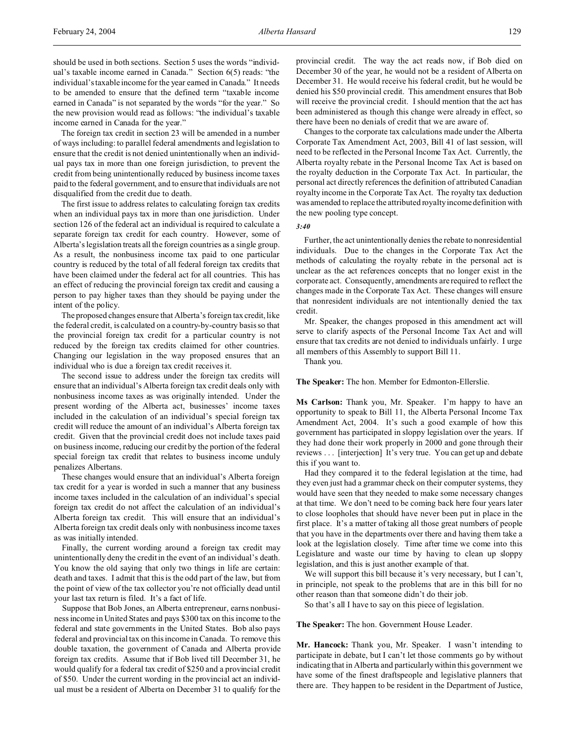should be used in both sections. Section 5 uses the words "individual's taxable income earned in Canada." Section 6(5) reads: "the individual's taxable income for the year earned in Canada." It needs to be amended to ensure that the defined term "taxable income earned in Canada" is not separated by the words "for the year." So the new provision would read as follows: "the individual's taxable income earned in Canada for the year."

The foreign tax credit in section 23 will be amended in a number of ways including: to parallel federal amendments and legislation to ensure that the credit is not denied unintentionally when an individual pays tax in more than one foreign jurisdiction, to prevent the credit from being unintentionally reduced by business income taxes paid to the federal government, and to ensure that individuals are not disqualified from the credit due to death.

The first issue to address relates to calculating foreign tax credits when an individual pays tax in more than one jurisdiction. Under section 126 of the federal act an individual is required to calculate a separate foreign tax credit for each country. However, some of Alberta's legislation treats all the foreign countries as a single group. As a result, the nonbusiness income tax paid to one particular country is reduced by the total of all federal foreign tax credits that have been claimed under the federal act for all countries. This has an effect of reducing the provincial foreign tax credit and causing a person to pay higher taxes than they should be paying under the intent of the policy.

The proposed changes ensure that Alberta's foreign tax credit, like the federal credit, is calculated on a country-by-country basis so that the provincial foreign tax credit for a particular country is not reduced by the foreign tax credits claimed for other countries. Changing our legislation in the way proposed ensures that an individual who is due a foreign tax credit receives it.

The second issue to address under the foreign tax credits will ensure that an individual's Alberta foreign tax credit deals only with nonbusiness income taxes as was originally intended. Under the present wording of the Alberta act, businesses' income taxes included in the calculation of an individual's special foreign tax credit will reduce the amount of an individual's Alberta foreign tax credit. Given that the provincial credit does not include taxes paid on business income, reducing our credit by the portion of the federal special foreign tax credit that relates to business income unduly penalizes Albertans.

These changes would ensure that an individual's Alberta foreign tax credit for a year is worded in such a manner that any business income taxes included in the calculation of an individual's special foreign tax credit do not affect the calculation of an individual's Alberta foreign tax credit. This will ensure that an individual's Alberta foreign tax credit deals only with nonbusiness income taxes as was initially intended.

Finally, the current wording around a foreign tax credit may unintentionally deny the credit in the event of an individual's death. You know the old saying that only two things in life are certain: death and taxes. I admit that this is the odd part of the law, but from the point of view of the tax collector you're not officially dead until your last tax return is filed. It's a fact of life.

Suppose that Bob Jones, an Alberta entrepreneur, earns nonbusiness income in United States and pays $300 tax on this income to the federal and state governments in the United States. Bob also pays federal and provincial tax on this income in Canada. To remove this double taxation, the government of Canada and Alberta provide foreign tax credits. Assume that if Bob lived till December 31, he would qualify for a federal tax credit of $250 and a provincial credit of $50. Under the current wording in the provincial act an individual must be a resident of Alberta on December 31 to qualify for the provincial credit. The way the act reads now, if Bob died on December 30 of the year, he would not be a resident of Alberta on December 31. He would receive his federal credit, but he would be denied his $50 provincial credit. This amendment ensures that Bob will receive the provincial credit. I should mention that the act has been administered as though this change were already in effect, so there have been no denials of credit that we are aware of.

Changes to the corporate tax calculations made under the Alberta Corporate Tax Amendment Act, 2003, Bill 41 of last session, will need to be reflected in the Personal Income Tax Act. Currently, the Alberta royalty rebate in the Personal Income Tax Act is based on the royalty deduction in the Corporate Tax Act. In particular, the personal act directly references the definition of attributed Canadian royalty income in the Corporate Tax Act. The royalty tax deduction was amended to replace the attributed royalty income definition with the new pooling type concept.

*3:40*

Further, the act unintentionally denies the rebate to nonresidential individuals. Due to the changes in the Corporate Tax Act the methods of calculating the royalty rebate in the personal act is unclear as the act references concepts that no longer exist in the corporate act. Consequently, amendments are required to reflect the changes made in the Corporate Tax Act. These changes will ensure that nonresident individuals are not intentionally denied the tax credit.

Mr. Speaker, the changes proposed in this amendment act will serve to clarify aspects of the Personal Income Tax Act and will ensure that tax credits are not denied to individuals unfairly. I urge all members of this Assembly to support Bill 11.

Thank you.

**The Speaker:** The hon. Member for Edmonton-Ellerslie.

**Ms Carlson:** Thank you, Mr. Speaker. I'm happy to have an opportunity to speak to Bill 11, the Alberta Personal Income Tax Amendment Act, 2004. It's such a good example of how this government has participated in sloppy legislation over the years. If they had done their work properly in 2000 and gone through their reviews . . . [interjection] It's very true. You can get up and debate this if you want to.

Had they compared it to the federal legislation at the time, had they even just had a grammar check on their computer systems, they would have seen that they needed to make some necessary changes at that time. We don't need to be coming back here four years later to close loopholes that should have never been put in place in the first place. It's a matter of taking all those great numbers of people that you have in the departments over there and having them take a look at the legislation closely. Time after time we come into this Legislature and waste our time by having to clean up sloppy legislation, and this is just another example of that.

We will support this bill because it's very necessary, but I can't, in principle, not speak to the problems that are in this bill for no other reason than that someone didn't do their job.

So that's all I have to say on this piece of legislation.

**The Speaker:** The hon. Government House Leader.

**Mr. Hancock:** Thank you, Mr. Speaker. I wasn't intending to participate in debate, but I can't let those comments go by without indicating that in Alberta and particularly within this government we have some of the finest draftspeople and legislative planners that there are. They happen to be resident in the Department of Justice,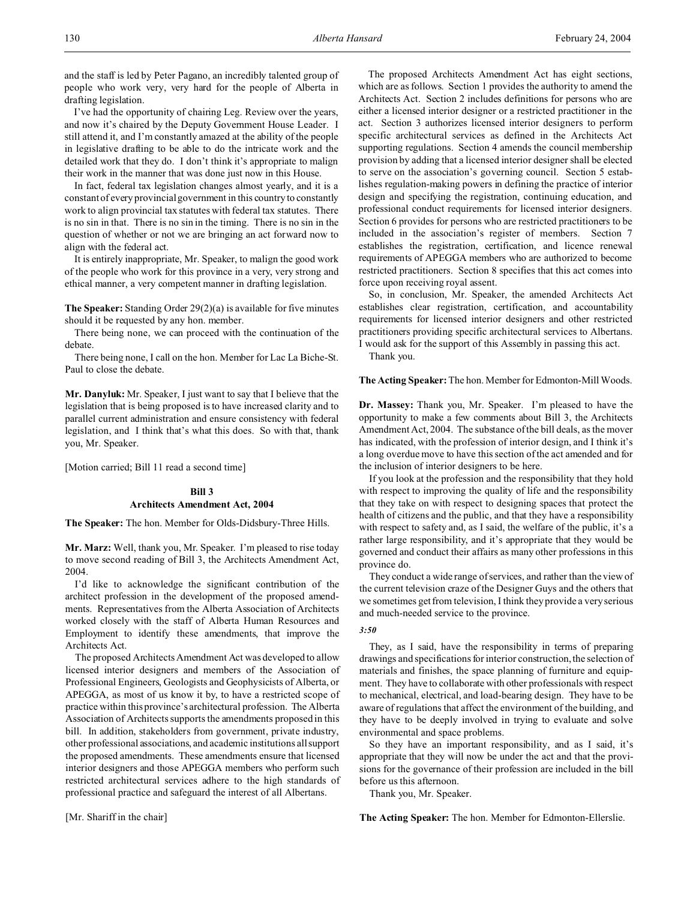and the staff is led by Peter Pagano, an incredibly talented group of people who work very, very hard for the people of Alberta in drafting legislation.

I've had the opportunity of chairing Leg. Review over the years, and now it's chaired by the Deputy Government House Leader. I still attend it, and I'm constantly amazed at the ability of the people in legislative drafting to be able to do the intricate work and the detailed work that they do. I don't think it's appropriate to malign their work in the manner that was done just now in this House.

In fact, federal tax legislation changes almost yearly, and it is a constant of every provincial government in this country to constantly work to align provincial tax statutes with federal tax statutes. There is no sin in that. There is no sin in the timing. There is no sin in the question of whether or not we are bringing an act forward now to align with the federal act.

It is entirely inappropriate, Mr. Speaker, to malign the good work of the people who work for this province in a very, very strong and ethical manner, a very competent manner in drafting legislation.

**The Speaker:** Standing Order 29(2)(a) is available for five minutes should it be requested by any hon. member.

There being none, we can proceed with the continuation of the debate.

There being none, I call on the hon. Member for Lac La Biche-St. Paul to close the debate.

**Mr. Danyluk:** Mr. Speaker, I just want to say that I believe that the legislation that is being proposed is to have increased clarity and to parallel current administration and ensure consistency with federal legislation, and I think that's what this does. So with that, thank you, Mr. Speaker.

[Motion carried; Bill 11 read a second time]

## Bill 3
## Architects Amendment Act, 2004

**The Speaker:** The hon. Member for Olds-Didsbury-Three Hills.

**Mr. Marz:** Well, thank you, Mr. Speaker. I'm pleased to rise today to move second reading of Bill 3, the Architects Amendment Act, 2004.

I'd like to acknowledge the significant contribution of the architect profession in the development of the proposed amendments. Representatives from the Alberta Association of Architects worked closely with the staff of Alberta Human Resources and Employment to identify these amendments, that improve the Architects Act.

The proposed Architects Amendment Act was developed to allow licensed interior designers and members of the Association of Professional Engineers, Geologists and Geophysicists of Alberta, or APEGGA, as most of us know it by, to have a restricted scope of practice within this province's architectural profession. The Alberta Association of Architects supports the amendments proposed in this bill. In addition, stakeholders from government, private industry, other professional associations, and academic institutions all support the proposed amendments. These amendments ensure that licensed interior designers and those APEGGA members who perform such restricted architectural services adhere to the high standards of professional practice and safeguard the interest of all Albertans.

[Mr. Shariff in the chair]

The proposed Architects Amendment Act has eight sections, which are as follows. Section 1 provides the authority to amend the Architects Act. Section 2 includes definitions for persons who are either a licensed interior designer or a restricted practitioner in the act. Section 3 authorizes licensed interior designers to perform specific architectural services as defined in the Architects Act supporting regulations. Section 4 amends the council membership provision by adding that a licensed interior designer shall be elected to serve on the association's governing council. Section 5 establishes regulation-making powers in defining the practice of interior design and specifying the registration, continuing education, and professional conduct requirements for licensed interior designers. Section 6 provides for persons who are restricted practitioners to be included in the association's register of members. Section 7 establishes the registration, certification, and licence renewal requirements of APEGGA members who are authorized to become restricted practitioners. Section 8 specifies that this act comes into force upon receiving royal assent.

So, in conclusion, Mr. Speaker, the amended Architects Act establishes clear registration, certification, and accountability requirements for licensed interior designers and other restricted practitioners providing specific architectural services to Albertans. I would ask for the support of this Assembly in passing this act.

Thank you.

**The Acting Speaker:** The hon. Member for Edmonton-Mill Woods.

**Dr. Massey:** Thank you, Mr. Speaker. I'm pleased to have the opportunity to make a few comments about Bill 3, the Architects Amendment Act, 2004. The substance of the bill deals, as the mover has indicated, with the profession of interior design, and I think it's a long overdue move to have this section of the act amended and for the inclusion of interior designers to be here.

If you look at the profession and the responsibility that they hold with respect to improving the quality of life and the responsibility that they take on with respect to designing spaces that protect the health of citizens and the public, and that they have a responsibility with respect to safety and, as I said, the welfare of the public, it's a rather large responsibility, and it's appropriate that they would be governed and conduct their affairs as many other professions in this province do.

They conduct a wide range of services, and rather than the view of the current television craze of the Designer Guys and the others that we sometimes get from television, I think they provide a very serious and much-needed service to the province.

*3:50*

They, as I said, have the responsibility in terms of preparing drawings and specifications for interior construction, the selection of materials and finishes, the space planning of furniture and equipment. They have to collaborate with other professionals with respect to mechanical, electrical, and load-bearing design. They have to be aware of regulations that affect the environment of the building, and they have to be deeply involved in trying to evaluate and solve environmental and space problems.

So they have an important responsibility, and as I said, it's appropriate that they will now be under the act and that the provisions for the governance of their profession are included in the bill before us this afternoon.

Thank you, Mr. Speaker.

**The Acting Speaker:** The hon. Member for Edmonton-Ellerslie.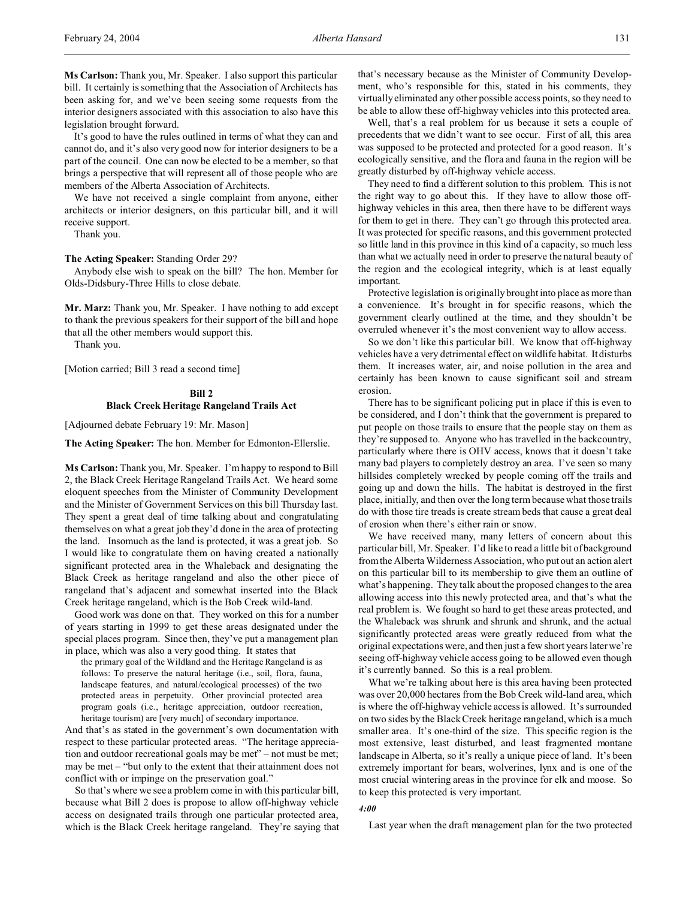**Ms Carlson:** Thank you, Mr. Speaker. I also support this particular bill. It certainly is something that the Association of Architects has been asking for, and we've been seeing some requests from the interior designers associated with this association to also have this legislation brought forward.

It's good to have the rules outlined in terms of what they can and cannot do, and it's also very good now for interior designers to be a part of the council. One can now be elected to be a member, so that brings a perspective that will represent all of those people who are members of the Alberta Association of Architects.

We have not received a single complaint from anyone, either architects or interior designers, on this particular bill, and it will receive support.

Thank you.

**The Acting Speaker:** Standing Order 29?

Anybody else wish to speak on the bill? The hon. Member for Olds-Didsbury-Three Hills to close debate.

**Mr. Marz:** Thank you, Mr. Speaker. I have nothing to add except to thank the previous speakers for their support of the bill and hope that all the other members would support this.

Thank you.

[Motion carried; Bill 3 read a second time]

## Bill 2
## Black Creek Heritage Rangeland Trails Act

[Adjourned debate February 19: Mr. Mason]

**The Acting Speaker:** The hon. Member for Edmonton-Ellerslie.

**Ms Carlson:** Thank you, Mr. Speaker. I'm happy to respond to Bill 2, the Black Creek Heritage Rangeland Trails Act. We heard some eloquent speeches from the Minister of Community Development and the Minister of Government Services on this bill Thursday last. They spent a great deal of time talking about and congratulating themselves on what a great job they'd done in the area of protecting the land. Insomuch as the land is protected, it was a great job. So I would like to congratulate them on having created a nationally significant protected area in the Whaleback and designating the Black Creek as heritage rangeland and also the other piece of rangeland that's adjacent and somewhat inserted into the Black Creek heritage rangeland, which is the Bob Creek wild-land.

Good work was done on that. They worked on this for a number of years starting in 1999 to get these areas designated under the special places program. Since then, they've put a management plan in place, which was also a very good thing. It states that

> the primary goal of the Wildland and the Heritage Rangeland is as follows: To preserve the natural heritage (i.e., soil, flora, fauna, landscape features, and natural/ecological processes) of the two protected areas in perpetuity. Other provincial protected area program goals (i.e., heritage appreciation, outdoor recreation, heritage tourism) are [very much] of secondary importance.

And that's as stated in the government's own documentation with respect to these particular protected areas. "The heritage appreciation and outdoor recreational goals may be met" – not must be met; may be met – "but only to the extent that their attainment does not conflict with or impinge on the preservation goal."

So that's where we see a problem come in with this particular bill, because what Bill 2 does is propose to allow off-highway vehicle access on designated trails through one particular protected area, which is the Black Creek heritage rangeland. They're saying that that's necessary because as the Minister of Community Development, who's responsible for this, stated in his comments, they virtually eliminated any other possible access points, so they need to be able to allow these off-highway vehicles into this protected area.

Well, that's a real problem for us because it sets a couple of precedents that we didn't want to see occur. First of all, this area was supposed to be protected and protected for a good reason. It's ecologically sensitive, and the flora and fauna in the region will be greatly disturbed by off-highway vehicle access.

They need to find a different solution to this problem. This is not the right way to go about this. If they have to allow those off-highway vehicles in this area, then there have to be different ways for them to get in there. They can't go through this protected area. It was protected for specific reasons, and this government protected so little land in this province in this kind of a capacity, so much less than what we actually need in order to preserve the natural beauty of the region and the ecological integrity, which is at least equally important.

Protective legislation is originally brought into place as more than a convenience. It's brought in for specific reasons, which the government clearly outlined at the time, and they shouldn't be overruled whenever it's the most convenient way to allow access.

So we don't like this particular bill. We know that off-highway vehicles have a very detrimental effect on wildlife habitat. It disturbs them. It increases water, air, and noise pollution in the area and certainly has been known to cause significant soil and stream erosion.

There has to be significant policing put in place if this is even to be considered, and I don't think that the government is prepared to put people on those trails to ensure that the people stay on them as they're supposed to. Anyone who has travelled in the backcountry, particularly where there is OHV access, knows that it doesn't take many bad players to completely destroy an area. I've seen so many hillsides completely wrecked by people coming off the trails and going up and down the hills. The habitat is destroyed in the first place, initially, and then over the long term because what those trails do with those tire treads is create stream beds that cause a great deal of erosion when there's either rain or snow.

We have received many, many letters of concern about this particular bill, Mr. Speaker. I'd like to read a little bit of background from the Alberta Wilderness Association, who put out an action alert on this particular bill to its membership to give them an outline of what's happening. They talk about the proposed changes to the area allowing access into this newly protected area, and that's what the real problem is. We fought so hard to get these areas protected, and the Whaleback was shrunk and shrunk and shrunk, and the actual significantly protected areas were greatly reduced from what the original expectations were, and then just a few short years later we're seeing off-highway vehicle access going to be allowed even though it's currently banned. So this is a real problem.

What we're talking about here is this area having been protected was over 20,000 hectares from the Bob Creek wild-land area, which is where the off-highway vehicle access is allowed. It's surrounded on two sides by the Black Creek heritage rangeland, which is a much smaller area. It's one-third of the size. This specific region is the most extensive, least disturbed, and least fragmented montane landscape in Alberta, so it's really a unique piece of land. It's been extremely important for bears, wolverines, lynx and is one of the most crucial wintering areas in the province for elk and moose. So to keep this protected is very important.

*4:00*

Last year when the draft management plan for the two protected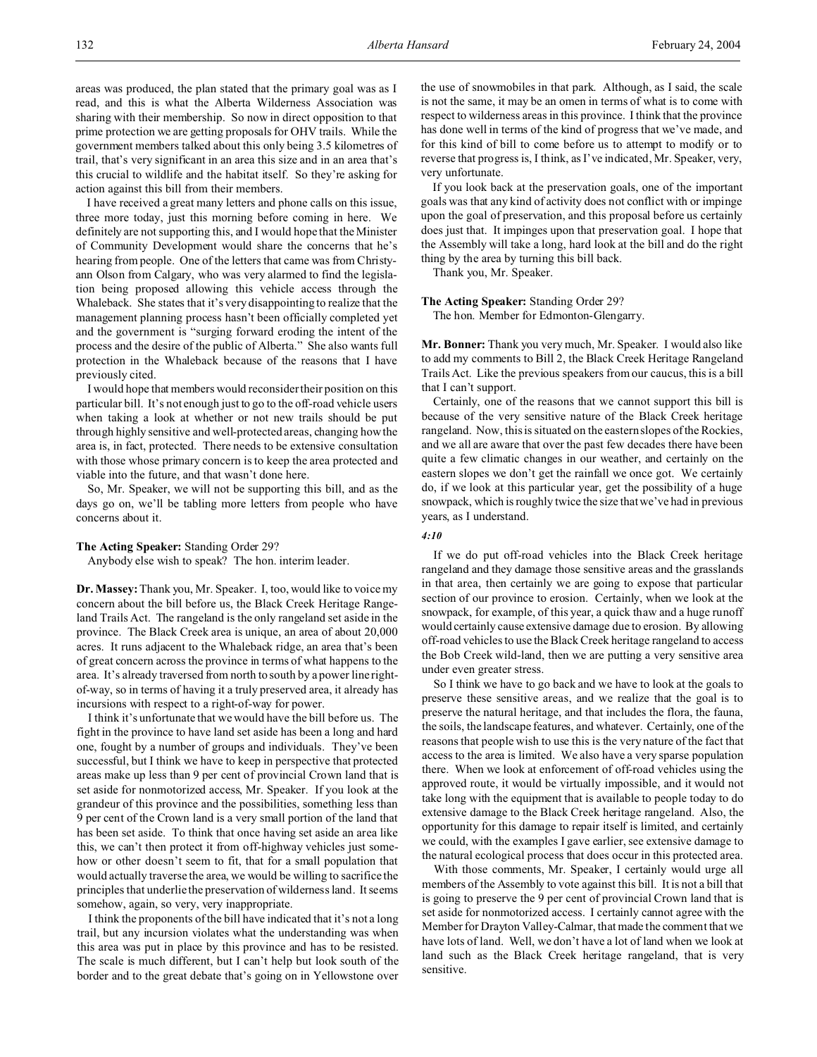areas was produced, the plan stated that the primary goal was as I read, and this is what the Alberta Wilderness Association was sharing with their membership. So now in direct opposition to that prime protection we are getting proposals for OHV trails. While the government members talked about this only being 3.5 kilometres of trail, that's very significant in an area this size and in an area that's this crucial to wildlife and the habitat itself. So they're asking for action against this bill from their members.

I have received a great many letters and phone calls on this issue, three more today, just this morning before coming in here. We definitely are not supporting this, and I would hope that the Minister of Community Development would share the concerns that he's hearing from people. One of the letters that came was from Christy-ann Olson from Calgary, who was very alarmed to find the legislation being proposed allowing this vehicle access through the Whaleback. She states that it's very disappointing to realize that the management planning process hasn't been officially completed yet and the government is "surging forward eroding the intent of the process and the desire of the public of Alberta." She also wants full protection in the Whaleback because of the reasons that I have previously cited.

I would hope that members would reconsider their position on this particular bill. It's not enough just to go to the off-road vehicle users when taking a look at whether or not new trails should be put through highly sensitive and well-protected areas, changing how the area is, in fact, protected. There needs to be extensive consultation with those whose primary concern is to keep the area protected and viable into the future, and that wasn't done here.

So, Mr. Speaker, we will not be supporting this bill, and as the days go on, we'll be tabling more letters from people who have concerns about it.

**The Acting Speaker:** Standing Order 29?

Anybody else wish to speak? The hon. interim leader.

**Dr. Massey:** Thank you, Mr. Speaker. I, too, would like to voice my concern about the bill before us, the Black Creek Heritage Rangeland Trails Act. The rangeland is the only rangeland set aside in the province. The Black Creek area is unique, an area of about 20,000 acres. It runs adjacent to the Whaleback ridge, an area that's been of great concern across the province in terms of what happens to the area. It's already traversed from north to south by a power line right-of-way, so in terms of having it a truly preserved area, it already has incursions with respect to a right-of-way for power.

I think it's unfortunate that we would have the bill before us. The fight in the province to have land set aside has been a long and hard one, fought by a number of groups and individuals. They've been successful, but I think we have to keep in perspective that protected areas make up less than 9 per cent of provincial Crown land that is set aside for nonmotorized access, Mr. Speaker. If you look at the grandeur of this province and the possibilities, something less than 9 per cent of the Crown land is a very small portion of the land that has been set aside. To think that once having set aside an area like this, we can't then protect it from off-highway vehicles just somehow or other doesn't seem to fit, that for a small population that would actually traverse the area, we would be willing to sacrifice the principles that underlie the preservation of wilderness land. It seems somehow, again, so very, very inappropriate.

I think the proponents of the bill have indicated that it's not a long trail, but any incursion violates what the understanding was when this area was put in place by this province and has to be resisted. The scale is much different, but I can't help but look south of the border and to the great debate that's going on in Yellowstone over the use of snowmobiles in that park. Although, as I said, the scale is not the same, it may be an omen in terms of what is to come with respect to wilderness areas in this province. I think that the province has done well in terms of the kind of progress that we've made, and for this kind of bill to come before us to attempt to modify or to reverse that progress is, I think, as I've indicated, Mr. Speaker, very, very unfortunate.

If you look back at the preservation goals, one of the important goals was that any kind of activity does not conflict with or impinge upon the goal of preservation, and this proposal before us certainly does just that. It impinges upon that preservation goal. I hope that the Assembly will take a long, hard look at the bill and do the right thing by the area by turning this bill back.

Thank you, Mr. Speaker.

**The Acting Speaker:** Standing Order 29?

The hon. Member for Edmonton-Glengarry.

**Mr. Bonner:** Thank you very much, Mr. Speaker. I would also like to add my comments to Bill 2, the Black Creek Heritage Rangeland Trails Act. Like the previous speakers from our caucus, this is a bill that I can't support.

Certainly, one of the reasons that we cannot support this bill is because of the very sensitive nature of the Black Creek heritage rangeland. Now, this is situated on the eastern slopes of the Rockies, and we all are aware that over the past few decades there have been quite a few climatic changes in our weather, and certainly on the eastern slopes we don't get the rainfall we once got. We certainly do, if we look at this particular year, get the possibility of a huge snowpack, which is roughly twice the size that we've had in previous years, as I understand.

*4:10*

If we do put off-road vehicles into the Black Creek heritage rangeland and they damage those sensitive areas and the grasslands in that area, then certainly we are going to expose that particular section of our province to erosion. Certainly, when we look at the snowpack, for example, of this year, a quick thaw and a huge runoff would certainly cause extensive damage due to erosion. By allowing off-road vehicles to use the Black Creek heritage rangeland to access the Bob Creek wild-land, then we are putting a very sensitive area under even greater stress.

So I think we have to go back and we have to look at the goals to preserve these sensitive areas, and we realize that the goal is to preserve the natural heritage, and that includes the flora, the fauna, the soils, the landscape features, and whatever. Certainly, one of the reasons that people wish to use this is the very nature of the fact that access to the area is limited. We also have a very sparse population there. When we look at enforcement of off-road vehicles using the approved route, it would be virtually impossible, and it would not take long with the equipment that is available to people today to do extensive damage to the Black Creek heritage rangeland. Also, the opportunity for this damage to repair itself is limited, and certainly we could, with the examples I gave earlier, see extensive damage to the natural ecological process that does occur in this protected area.

With those comments, Mr. Speaker, I certainly would urge all members of the Assembly to vote against this bill. It is not a bill that is going to preserve the 9 per cent of provincial Crown land that is set aside for nonmotorized access. I certainly cannot agree with the Member for Drayton Valley-Calmar, that made the comment that we have lots of land. Well, we don't have a lot of land when we look at land such as the Black Creek heritage rangeland, that is very sensitive.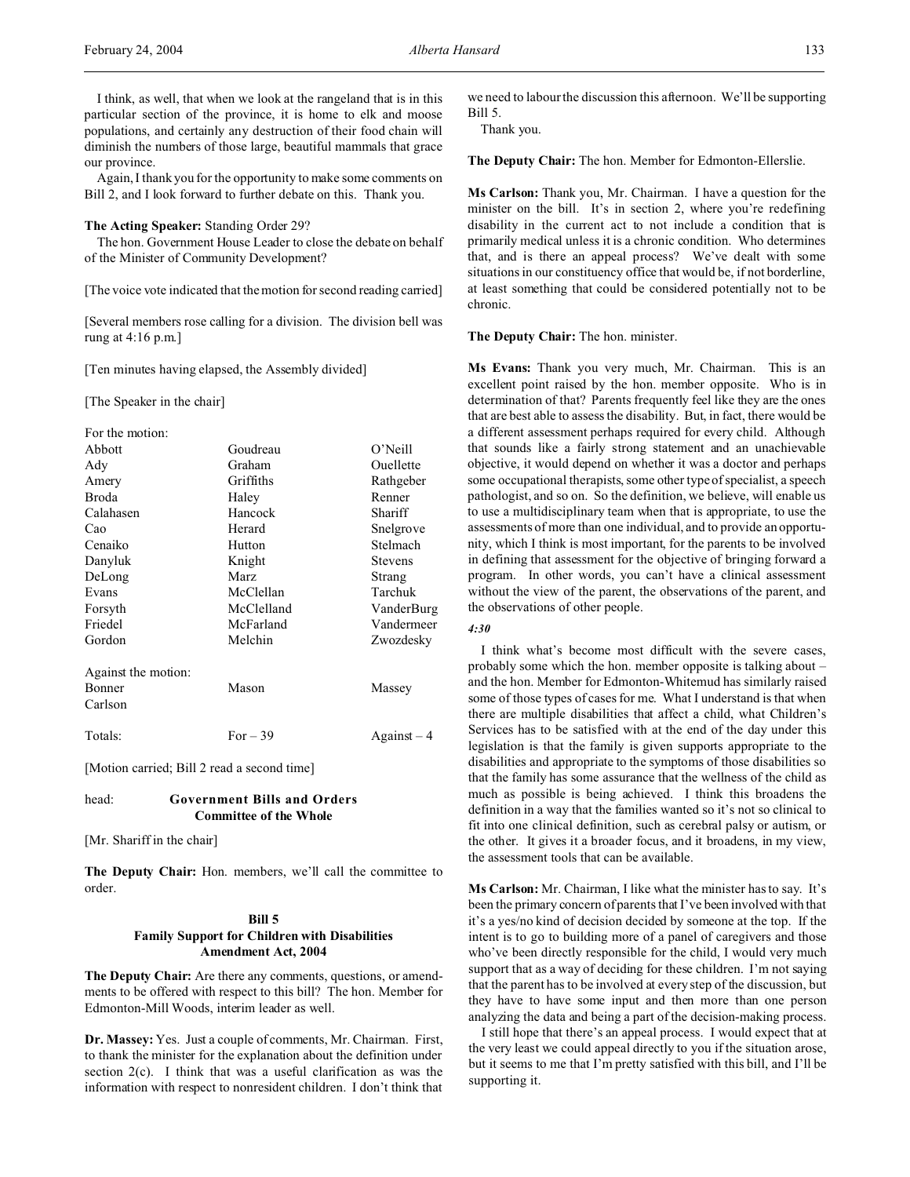I think, as well, that when we look at the rangeland that is in this particular section of the province, it is home to elk and moose populations, and certainly any destruction of their food chain will diminish the numbers of those large, beautiful mammals that grace our province.

Again, I thank you for the opportunity to make some comments on Bill 2, and I look forward to further debate on this. Thank you.

**The Acting Speaker:** Standing Order 29?

The hon. Government House Leader to close the debate on behalf of the Minister of Community Development?

[The voice vote indicated that the motion for second reading carried]

[Several members rose calling for a division. The division bell was rung at 4:16 p.m.]

[Ten minutes having elapsed, the Assembly divided]

[The Speaker in the chair]

For the motion:

| | | |
|---|---|---|
| Abbott | Goudreau | O'Neill |
| Ady | Graham | Ouellette |
| Amery | Griffiths | Rathgeber |
| Broda | Haley | Renner |
| Calahasen | Hancock | Shariff |
| Cao | Herard | Snelgrove |
| Cenaiko | Hutton | Stelmach |
| Danyluk | Knight | Stevens |
| DeLong | Marz | Strang |
| Evans | McClellan | Tarchuk |
| Forsyth | McClelland | VanderBurg |
| Friedel | McFarland | Vandermeer |
| Gordon | Melchin | Zwozdesky |

Against the motion:

| | | |
|---|---|---|
| Bonner | Mason | Massey |
| Carlson | | |

| | | |
|---|---|---|
| Totals: | For – 39 | Against – 4 |

[Motion carried; Bill 2 read a second time]

head: **Government Bills and Orders**
**Committee of the Whole**

[Mr. Shariff in the chair]

**The Deputy Chair:** Hon. members, we'll call the committee to order.

### Bill 5
### Family Support for Children with Disabilities Amendment Act, 2004

**The Deputy Chair:** Are there any comments, questions, or amendments to be offered with respect to this bill? The hon. Member for Edmonton-Mill Woods, interim leader as well.

**Dr. Massey:** Yes. Just a couple of comments, Mr. Chairman. First, to thank the minister for the explanation about the definition under section 2(c). I think that was a useful clarification as was the information with respect to nonresident children. I don't think that we need to labour the discussion this afternoon. We'll be supporting Bill 5.

Thank you.

**The Deputy Chair:** The hon. Member for Edmonton-Ellerslie.

**Ms Carlson:** Thank you, Mr. Chairman. I have a question for the minister on the bill. It's in section 2, where you're redefining disability in the current act to not include a condition that is primarily medical unless it is a chronic condition. Who determines that, and is there an appeal process? We've dealt with some situations in our constituency office that would be, if not borderline, at least something that could be considered potentially not to be chronic.

**The Deputy Chair:** The hon. minister.

**Ms Evans:** Thank you very much, Mr. Chairman. This is an excellent point raised by the hon. member opposite. Who is in determination of that? Parents frequently feel like they are the ones that are best able to assess the disability. But, in fact, there would be a different assessment perhaps required for every child. Although that sounds like a fairly strong statement and an unachievable objective, it would depend on whether it was a doctor and perhaps some occupational therapists, some other type of specialist, a speech pathologist, and so on. So the definition, we believe, will enable us to use a multidisciplinary team when that is appropriate, to use the assessments of more than one individual, and to provide an opportunity, which I think is most important, for the parents to be involved in defining that assessment for the objective of bringing forward a program. In other words, you can't have a clinical assessment without the view of the parent, the observations of the parent, and the observations of other people.

*4:30*

I think what's become most difficult with the severe cases, probably some which the hon. member opposite is talking about – and the hon. Member for Edmonton-Whitemud has similarly raised some of those types of cases for me. What I understand is that when there are multiple disabilities that affect a child, what Children's Services has to be satisfied with at the end of the day under this legislation is that the family is given supports appropriate to the disabilities and appropriate to the symptoms of those disabilities so that the family has some assurance that the wellness of the child as much as possible is being achieved. I think this broadens the definition in a way that the families wanted so it's not so clinical to fit into one clinical definition, such as cerebral palsy or autism, or the other. It gives it a broader focus, and it broadens, in my view, the assessment tools that can be available.

**Ms Carlson:** Mr. Chairman, I like what the minister has to say. It's been the primary concern of parents that I've been involved with that it's a yes/no kind of decision decided by someone at the top. If the intent is to go to building more of a panel of caregivers and those who've been directly responsible for the child, I would very much support that as a way of deciding for these children. I'm not saying that the parent has to be involved at every step of the discussion, but they have to have some input and then more than one person analyzing the data and being a part of the decision-making process.

I still hope that there's an appeal process. I would expect that at the very least we could appeal directly to you if the situation arose, but it seems to me that I'm pretty satisfied with this bill, and I'll be supporting it.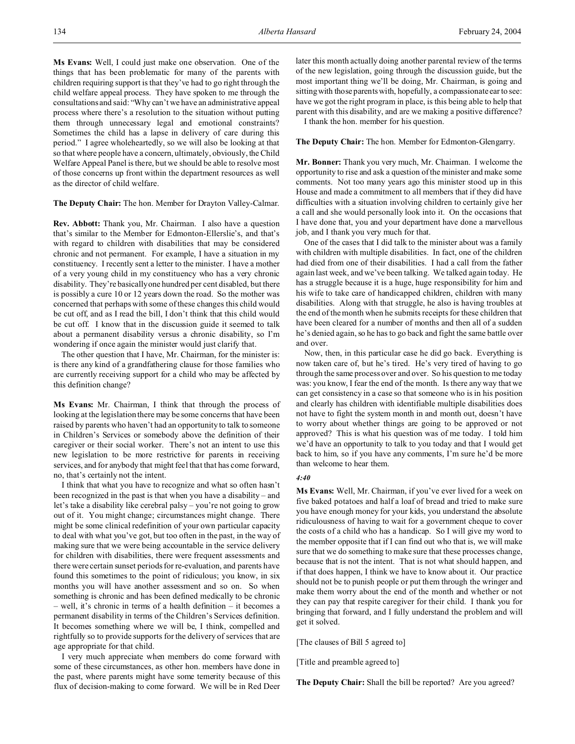**Ms Evans:** Well, I could just make one observation. One of the things that has been problematic for many of the parents with children requiring support is that they've had to go right through the child welfare appeal process. They have spoken to me through the consultations and said: "Why can't we have an administrative appeal process where there's a resolution to the situation without putting them through unnecessary legal and emotional constraints? Sometimes the child has a lapse in delivery of care during this period." I agree wholeheartedly, so we will also be looking at that so that where people have a concern, ultimately, obviously, the Child Welfare Appeal Panel is there, but we should be able to resolve most of those concerns up front within the department resources as well as the director of child welfare.

**The Deputy Chair:** The hon. Member for Drayton Valley-Calmar.

**Rev. Abbott:** Thank you, Mr. Chairman. I also have a question that's similar to the Member for Edmonton-Ellerslie's, and that's with regard to children with disabilities that may be considered chronic and not permanent. For example, I have a situation in my constituency. I recently sent a letter to the minister. I have a mother of a very young child in my constituency who has a very chronic disability. They're basically one hundred per cent disabled, but there is possibly a cure 10 or 12 years down the road. So the mother was concerned that perhaps with some of these changes this child would be cut off, and as I read the bill, I don't think that this child would be cut off. I know that in the discussion guide it seemed to talk about a permanent disability versus a chronic disability, so I'm wondering if once again the minister would just clarify that.

The other question that I have, Mr. Chairman, for the minister is: is there any kind of a grandfathering clause for those families who are currently receiving support for a child who may be affected by this definition change?

**Ms Evans:** Mr. Chairman, I think that through the process of looking at the legislation there may be some concerns that have been raised by parents who haven't had an opportunity to talk to someone in Children's Services or somebody above the definition of their caregiver or their social worker. There's not an intent to use this new legislation to be more restrictive for parents in receiving services, and for anybody that might feel that that has come forward, no, that's certainly not the intent.

I think that what you have to recognize and what so often hasn't been recognized in the past is that when you have a disability – and let's take a disability like cerebral palsy – you're not going to grow out of it. You might change; circumstances might change. There might be some clinical redefinition of your own particular capacity to deal with what you've got, but too often in the past, in the way of making sure that we were being accountable in the service delivery for children with disabilities, there were frequent assessments and there were certain sunset periods for re-evaluation, and parents have found this sometimes to the point of ridiculous; you know, in six months you will have another assessment and so on. So when something is chronic and has been defined medically to be chronic – well, it's chronic in terms of a health definition – it becomes a permanent disability in terms of the Children's Services definition. It becomes something where we will be, I think, compelled and rightfully so to provide supports for the delivery of services that are age appropriate for that child.

I very much appreciate when members do come forward with some of these circumstances, as other hon. members have done in the past, where parents might have some temerity because of this flux of decision-making to come forward. We will be in Red Deer later this month actually doing another parental review of the terms of the new legislation, going through the discussion guide, but the most important thing we'll be doing, Mr. Chairman, is going and sitting with those parents with, hopefully, a compassionate ear to see: have we got the right program in place, is this being able to help that parent with this disability, and are we making a positive difference?

I thank the hon. member for his question.

**The Deputy Chair:** The hon. Member for Edmonton-Glengarry.

**Mr. Bonner:** Thank you very much, Mr. Chairman. I welcome the opportunity to rise and ask a question of the minister and make some comments. Not too many years ago this minister stood up in this House and made a commitment to all members that if they did have difficulties with a situation involving children to certainly give her a call and she would personally look into it. On the occasions that I have done that, you and your department have done a marvellous job, and I thank you very much for that.

One of the cases that I did talk to the minister about was a family with children with multiple disabilities. In fact, one of the children had died from one of their disabilities. I had a call from the father again last week, and we've been talking. We talked again today. He has a struggle because it is a huge, huge responsibility for him and his wife to take care of handicapped children, children with many disabilities. Along with that struggle, he also is having troubles at the end of the month when he submits receipts for these children that have been cleared for a number of months and then all of a sudden he's denied again, so he has to go back and fight the same battle over and over.

Now, then, in this particular case he did go back. Everything is now taken care of, but he's tired. He's very tired of having to go through the same process over and over. So his question to me today was: you know, I fear the end of the month. Is there any way that we can get consistency in a case so that someone who is in his position and clearly has children with identifiable multiple disabilities does not have to fight the system month in and month out, doesn't have to worry about whether things are going to be approved or not approved? This is what his question was of me today. I told him we'd have an opportunity to talk to you today and that I would get back to him, so if you have any comments, I'm sure he'd be more than welcome to hear them.

*4:40*

**Ms Evans:** Well, Mr. Chairman, if you've ever lived for a week on five baked potatoes and half a loaf of bread and tried to make sure you have enough money for your kids, you understand the absolute ridiculousness of having to wait for a government cheque to cover the costs of a child who has a handicap. So I will give my word to the member opposite that if I can find out who that is, we will make sure that we do something to make sure that these processes change, because that is not the intent. That is not what should happen, and if that does happen, I think we have to know about it. Our practice should not be to punish people or put them through the wringer and make them worry about the end of the month and whether or not they can pay that respite caregiver for their child. I thank you for bringing that forward, and I fully understand the problem and will get it solved.

[The clauses of Bill 5 agreed to]

[Title and preamble agreed to]

**The Deputy Chair:** Shall the bill be reported? Are you agreed?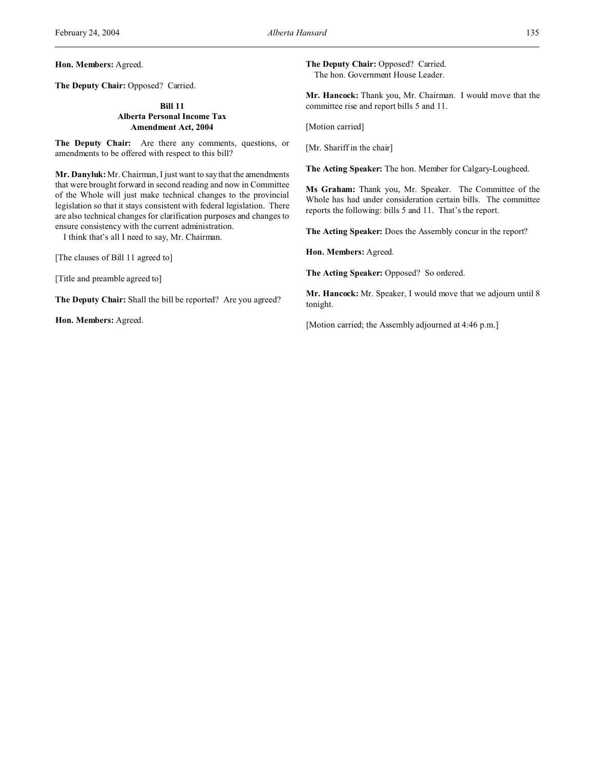**Hon. Members:** Agreed.

**The Deputy Chair:** Opposed? Carried.

### Bill 11
### Alberta Personal Income Tax Amendment Act, 2004

**The Deputy Chair:** Are there any comments, questions, or amendments to be offered with respect to this bill?

**Mr. Danyluk:** Mr. Chairman, I just want to say that the amendments that were brought forward in second reading and now in Committee of the Whole will just make technical changes to the provincial legislation so that it stays consistent with federal legislation. There are also technical changes for clarification purposes and changes to ensure consistency with the current administration.

I think that's all I need to say, Mr. Chairman.

[The clauses of Bill 11 agreed to]

[Title and preamble agreed to]

**The Deputy Chair:** Shall the bill be reported? Are you agreed?

**Hon. Members:** Agreed.

**The Deputy Chair:** Opposed? Carried.

The hon. Government House Leader.

**Mr. Hancock:** Thank you, Mr. Chairman. I would move that the committee rise and report bills 5 and 11.

[Motion carried]

[Mr. Shariff in the chair]

**The Acting Speaker:** The hon. Member for Calgary-Lougheed.

**Ms Graham:** Thank you, Mr. Speaker. The Committee of the Whole has had under consideration certain bills. The committee reports the following: bills 5 and 11. That's the report.

**The Acting Speaker:** Does the Assembly concur in the report?

**Hon. Members:** Agreed.

**The Acting Speaker:** Opposed? So ordered.

**Mr. Hancock:** Mr. Speaker, I would move that we adjourn until 8 tonight.

[Motion carried; the Assembly adjourned at 4:46 p.m.]